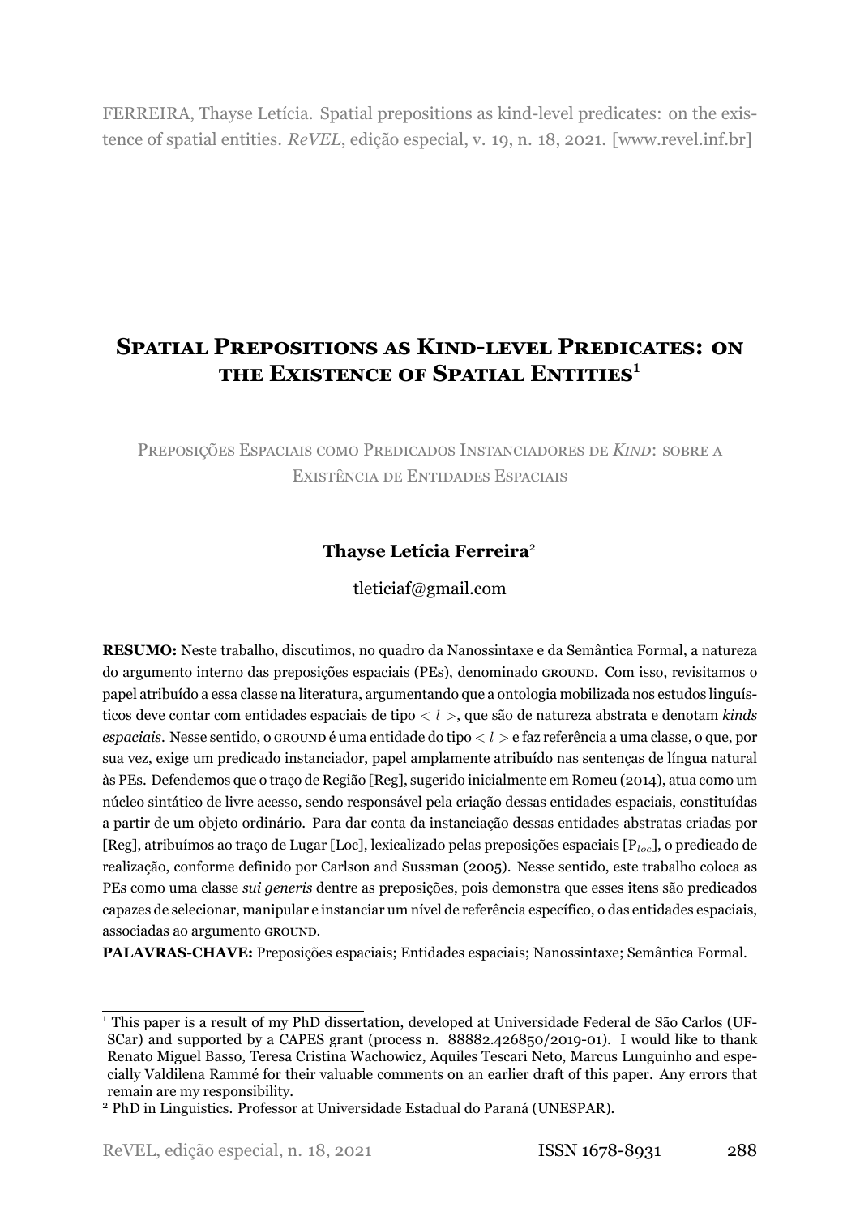FERREIRA, Thayse Letícia. Spatial prepositions as kind-level predicates: on the existence of spatial entities. *ReVEL*, edição especial, v. 19, n. 18, 2021. [www.revel.inf.br]

# Spatial Prepositions as Kind-level Predicates: on the Existence of Spatial Entities[1]

## Preposições Espaciais como Predicados Instanciadores de *Kind*: sobre a Existência de Entidades Espaciais

**Thayse Letícia Ferreira**[2]

tleticiaf@gmail.com

**RESUMO:** Neste trabalho, discutimos, no quadro da Nanossintaxe e da Semântica Formal, a natureza do argumento interno das preposições espaciais (PEs), denominado GROUND. Com isso, revisitamos o papel atribuído a essa classe na literatura, argumentando que a ontologia mobilizada nos estudos linguísticos deve contar com entidades espaciais de tipo $< l >$, que são de natureza abstrata e denotam *kinds espaciais*. Nesse sentido, o GROUND é uma entidade do tipo $< l >$ e faz referência a uma classe, o que, por sua vez, exige um predicado instanciador, papel amplamente atribuído nas sentenças de língua natural às PEs. Defendemos que o traço de Região [Reg], sugerido inicialmente em Romeu (2014), atua como um núcleo sintático de livre acesso, sendo responsável pela criação dessas entidades espaciais, constituídas a partir de um objeto ordinário. Para dar conta da instanciação dessas entidades abstratas criadas por [Reg], atribuímos ao traço de Lugar [Loc], lexicalizado pelas preposições espaciais [$P_{loc}$], o predicado de realização, conforme definido por Carlson and Sussman (2005). Nesse sentido, este trabalho coloca as PEs como uma classe *sui generis* dentre as preposições, pois demonstra que esses itens são predicados capazes de selecionar, manipular e instanciar um nível de referência específico, o das entidades espaciais, associadas ao argumento GROUND.

**PALAVRAS-CHAVE:** Preposições espaciais; Entidades espaciais; Nanossintaxe; Semântica Formal.

---

[1] This paper is a result of my PhD dissertation, developed at Universidade Federal de São Carlos (UFSCar) and supported by a CAPES grant (process n. 88882.426850/2019-01). I would like to thank Renato Miguel Basso, Teresa Cristina Wachowicz, Aquiles Tescari Neto, Marcus Lunguinho and especially Valdilena Rammé for their valuable comments on an earlier draft of this paper. Any errors that remain are my responsibility.

[2] PhD in Linguistics. Professor at Universidade Estadual do Paraná (UNESPAR).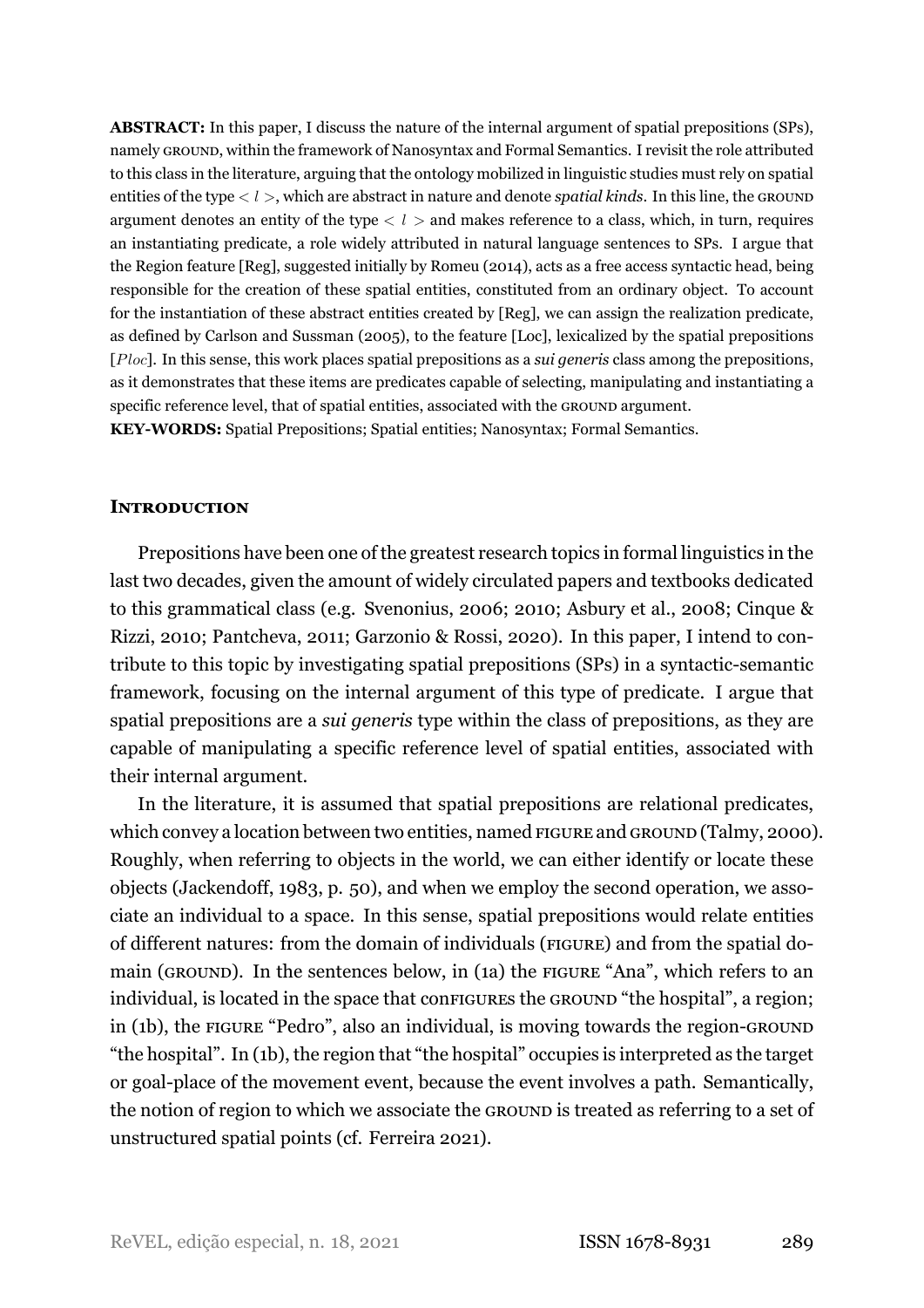**ABSTRACT:** In this paper, I discuss the nature of the internal argument of spatial prepositions (SPs), namely GROUND, within the framework of Nanosyntax and Formal Semantics. I revisit the role attributed to this class in the literature, arguing that the ontology mobilized in linguistic studies must rely on spatial entities of the type $< l >$, which are abstract in nature and denote *spatial kinds*. In this line, the GROUND argument denotes an entity of the type $< l >$ and makes reference to a class, which, in turn, requires an instantiating predicate, a role widely attributed in natural language sentences to SPs. I argue that the Region feature [Reg], suggested initially by Romeu (2014), acts as a free access syntactic head, being responsible for the creation of these spatial entities, constituted from an ordinary object. To account for the instantiation of these abstract entities created by [Reg], we can assign the realization predicate, as defined by Carlson and Sussman (2005), to the feature [Loc], lexicalized by the spatial prepositions [$Ploc$]. In this sense, this work places spatial prepositions as a *sui generis* class among the prepositions, as it demonstrates that these items are predicates capable of selecting, manipulating and instantiating a specific reference level, that of spatial entities, associated with the GROUND argument.

**KEY-WORDS:** Spatial Prepositions; Spatial entities; Nanosyntax; Formal Semantics.

## INTRODUCTION

Prepositions have been one of the greatest research topics in formal linguistics in the last two decades, given the amount of widely circulated papers and textbooks dedicated to this grammatical class (e.g. Svenonius, 2006; 2010; Asbury et al., 2008; Cinque & Rizzi, 2010; Pantcheva, 2011; Garzonio & Rossi, 2020). In this paper, I intend to contribute to this topic by investigating spatial prepositions (SPs) in a syntactic-semantic framework, focusing on the internal argument of this type of predicate. I argue that spatial prepositions are a *sui generis* type within the class of prepositions, as they are capable of manipulating a specific reference level of spatial entities, associated with their internal argument.

In the literature, it is assumed that spatial prepositions are relational predicates, which convey a location between two entities, named FIGURE and GROUND (Talmy, 2000). Roughly, when referring to objects in the world, we can either identify or locate these objects (Jackendoff, 1983, p. 50), and when we employ the second operation, we associate an individual to a space. In this sense, spatial prepositions would relate entities of different natures: from the domain of individuals (FIGURE) and from the spatial domain (GROUND). In the sentences below, in (1a) the FIGURE "Ana", which refers to an individual, is located in the space that conFIGURES the GROUND "the hospital", a region; in (1b), the FIGURE "Pedro", also an individual, is moving towards the region-GROUND "the hospital". In (1b), the region that "the hospital" occupies is interpreted as the target or goal-place of the movement event, because the event involves a path. Semantically, the notion of region to which we associate the GROUND is treated as referring to a set of unstructured spatial points (cf. Ferreira 2021).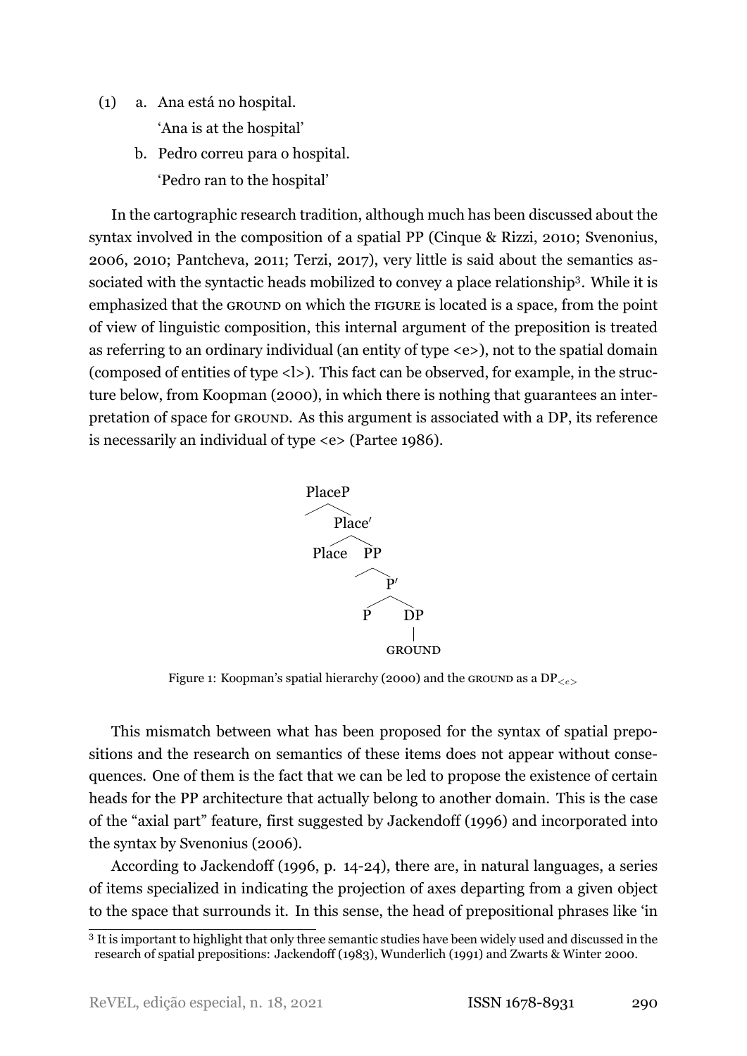(1) a. Ana está no hospital.
   'Ana is at the hospital'
   b. Pedro correu para o hospital.
   'Pedro ran to the hospital'

In the cartographic research tradition, although much has been discussed about the syntax involved in the composition of a spatial PP (Cinque & Rizzi, 2010; Svenonius, 2006, 2010; Pantcheva, 2011; Terzi, 2017), very little is said about the semantics associated with the syntactic heads mobilized to convey a place relationship[3]. While it is emphasized that the GROUND on which the FIGURE is located is a space, from the point of view of linguistic composition, this internal argument of the preposition is treated as referring to an ordinary individual (an entity of type <e>), not to the spatial domain (composed of entities of type <l>). This fact can be observed, for example, in the structure below, from Koopman (2000), in which there is nothing that guarantees an interpretation of space for GROUND. As this argument is associated with a DP, its reference is necessarily an individual of type <e> (Partee 1986).

```
PlaceP
 ├──
 └── Place′
      ├── Place
      └── PP
           ├──
           └── P′
                ├── P
                └── DP
                     |
                   GROUND
```

Figure 1: Koopman's spatial hierarchy (2000) and the GROUND as a $DP_{<e>}$

This mismatch between what has been proposed for the syntax of spatial prepositions and the research on semantics of these items does not appear without consequences. One of them is the fact that we can be led to propose the existence of certain heads for the PP architecture that actually belong to another domain. This is the case of the "axial part" feature, first suggested by Jackendoff (1996) and incorporated into the syntax by Svenonius (2006).

According to Jackendoff (1996, p. 14-24), there are, in natural languages, a series of items specialized in indicating the projection of axes departing from a given object to the space that surrounds it. In this sense, the head of prepositional phrases like 'in

[3] It is important to highlight that only three semantic studies have been widely used and discussed in the research of spatial prepositions: Jackendoff (1983), Wunderlich (1991) and Zwarts & Winter 2000.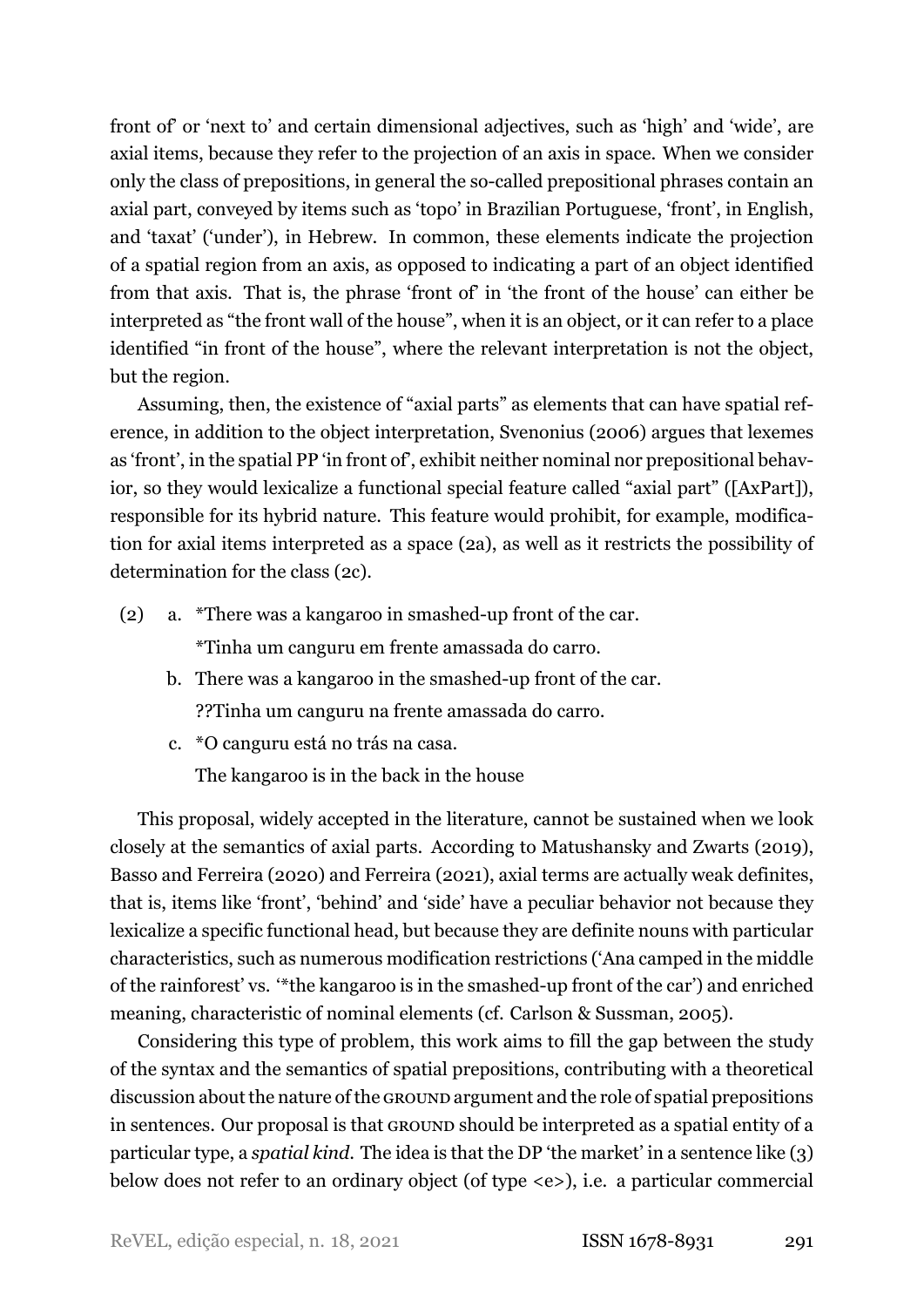front of' or 'next to' and certain dimensional adjectives, such as 'high' and 'wide', are axial items, because they refer to the projection of an axis in space. When we consider only the class of prepositions, in general the so-called prepositional phrases contain an axial part, conveyed by items such as 'topo' in Brazilian Portuguese, 'front', in English, and 'taxat' ('under'), in Hebrew. In common, these elements indicate the projection of a spatial region from an axis, as opposed to indicating a part of an object identified from that axis. That is, the phrase 'front of' in 'the front of the house' can either be interpreted as "the front wall of the house", when it is an object, or it can refer to a place identified "in front of the house", where the relevant interpretation is not the object, but the region.

Assuming, then, the existence of "axial parts" as elements that can have spatial reference, in addition to the object interpretation, Svenonius (2006) argues that lexemes as 'front', in the spatial PP 'in front of', exhibit neither nominal nor prepositional behavior, so they would lexicalize a functional special feature called "axial part" ([AxPart]), responsible for its hybrid nature. This feature would prohibit, for example, modification for axial items interpreted as a space (2a), as well as it restricts the possibility of determination for the class (2c).

(2) a. *There was a kangaroo in smashed-up front of the car.
*Tinha um canguru em frente amassada do carro.

b. There was a kangaroo in the smashed-up front of the car.
??Tinha um canguru na frente amassada do carro.

c. *O canguru está no trás na casa.
The kangaroo is in the back in the house

This proposal, widely accepted in the literature, cannot be sustained when we look closely at the semantics of axial parts. According to Matushansky and Zwarts (2019), Basso and Ferreira (2020) and Ferreira (2021), axial terms are actually weak definites, that is, items like 'front', 'behind' and 'side' have a peculiar behavior not because they lexicalize a specific functional head, but because they are definite nouns with particular characteristics, such as numerous modification restrictions ('Ana camped in the middle of the rainforest' vs. '*the kangaroo is in the smashed-up front of the car') and enriched meaning, characteristic of nominal elements (cf. Carlson & Sussman, 2005).

Considering this type of problem, this work aims to fill the gap between the study of the syntax and the semantics of spatial prepositions, contributing with a theoretical discussion about the nature of the GROUND argument and the role of spatial prepositions in sentences. Our proposal is that GROUND should be interpreted as a spatial entity of a particular type, a *spatial kind*. The idea is that the DP 'the market' in a sentence like (3) below does not refer to an ordinary object (of type <e>), i.e. a particular commercial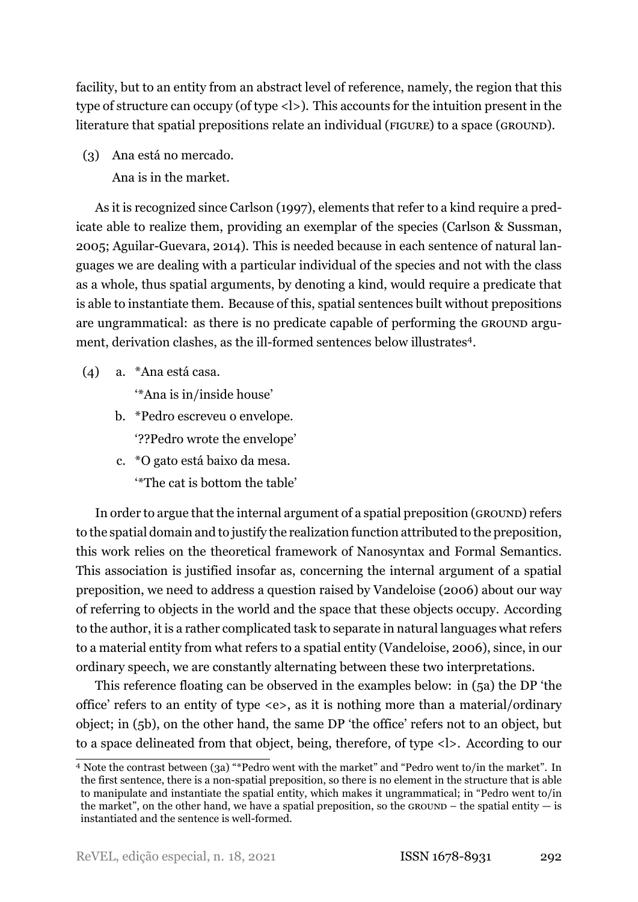facility, but to an entity from an abstract level of reference, namely, the region that this type of structure can occupy (of type <l>). This accounts for the intuition present in the literature that spatial prepositions relate an individual (FIGURE) to a space (GROUND).

(3) Ana está no mercado.
    Ana is in the market.

As it is recognized since Carlson (1997), elements that refer to a kind require a predicate able to realize them, providing an exemplar of the species (Carlson & Sussman, 2005; Aguilar-Guevara, 2014). This is needed because in each sentence of natural languages we are dealing with a particular individual of the species and not with the class as a whole, thus spatial arguments, by denoting a kind, would require a predicate that is able to instantiate them. Because of this, spatial sentences built without prepositions are ungrammatical: as there is no predicate capable of performing the GROUND argument, derivation clashes, as the ill-formed sentences below illustrates[4].

(4) a. *Ana está casa.
       '*Ana is in/inside house'
    b. *Pedro escreveu o envelope.
       '??Pedro wrote the envelope'
    c. *O gato está baixo da mesa.
       '*The cat is bottom the table'

In order to argue that the internal argument of a spatial preposition (GROUND) refers to the spatial domain and to justify the realization function attributed to the preposition, this work relies on the theoretical framework of Nanosyntax and Formal Semantics. This association is justified insofar as, concerning the internal argument of a spatial preposition, we need to address a question raised by Vandeloise (2006) about our way of referring to objects in the world and the space that these objects occupy. According to the author, it is a rather complicated task to separate in natural languages what refers to a material entity from what refers to a spatial entity (Vandeloise, 2006), since, in our ordinary speech, we are constantly alternating between these two interpretations.

This reference floating can be observed in the examples below: in (5a) the DP 'the office' refers to an entity of type <e>, as it is nothing more than a material/ordinary object; in (5b), on the other hand, the same DP 'the office' refers not to an object, but to a space delineated from that object, being, therefore, of type <l>. According to our

---

[4] Note the contrast between (3a) "*Pedro went with the market" and "Pedro went to/in the market". In the first sentence, there is a non-spatial preposition, so there is no element in the structure that is able to manipulate and instantiate the spatial entity, which makes it ungrammatical; in "Pedro went to/in the market", on the other hand, we have a spatial preposition, so the GROUND – the spatial entity — is instantiated and the sentence is well-formed.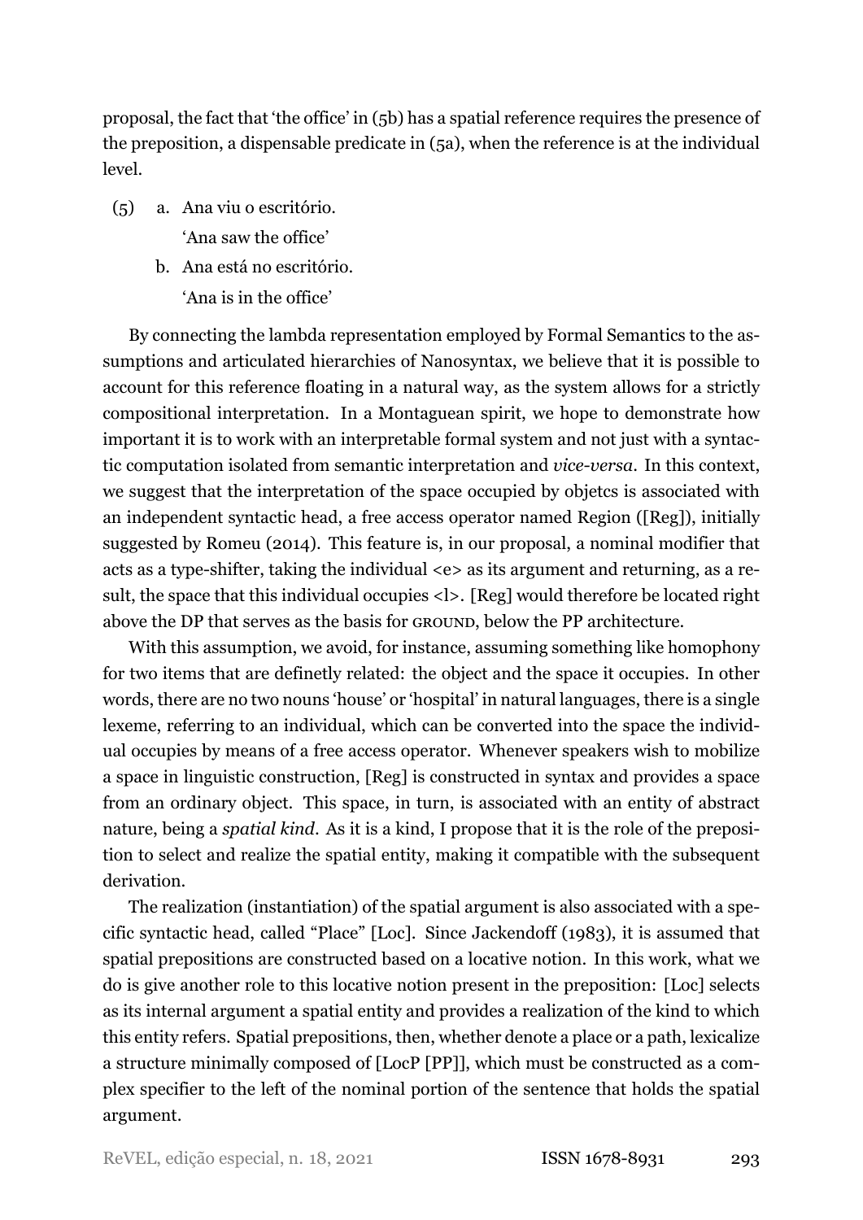proposal, the fact that 'the office' in (5b) has a spatial reference requires the presence of the preposition, a dispensable predicate in (5a), when the reference is at the individual level.

(5) a. Ana viu o escritório.
   'Ana saw the office'

   b. Ana está no escritório.
   'Ana is in the office'

By connecting the lambda representation employed by Formal Semantics to the assumptions and articulated hierarchies of Nanosyntax, we believe that it is possible to account for this reference floating in a natural way, as the system allows for a strictly compositional interpretation. In a Montaguean spirit, we hope to demonstrate how important it is to work with an interpretable formal system and not just with a syntactic computation isolated from semantic interpretation and *vice-versa*. In this context, we suggest that the interpretation of the space occupied by objetcs is associated with an independent syntactic head, a free access operator named Region ([Reg]), initially suggested by Romeu (2014). This feature is, in our proposal, a nominal modifier that acts as a type-shifter, taking the individual <e> as its argument and returning, as a result, the space that this individual occupies <l>. [Reg] would therefore be located right above the DP that serves as the basis for GROUND, below the PP architecture.

With this assumption, we avoid, for instance, assuming something like homophony for two items that are definetly related: the object and the space it occupies. In other words, there are no two nouns 'house' or 'hospital' in natural languages, there is a single lexeme, referring to an individual, which can be converted into the space the individual occupies by means of a free access operator. Whenever speakers wish to mobilize a space in linguistic construction, [Reg] is constructed in syntax and provides a space from an ordinary object. This space, in turn, is associated with an entity of abstract nature, being a *spatial kind*. As it is a kind, I propose that it is the role of the preposition to select and realize the spatial entity, making it compatible with the subsequent derivation.

The realization (instantiation) of the spatial argument is also associated with a specific syntactic head, called "Place" [Loc]. Since Jackendoff (1983), it is assumed that spatial prepositions are constructed based on a locative notion. In this work, what we do is give another role to this locative notion present in the preposition: [Loc] selects as its internal argument a spatial entity and provides a realization of the kind to which this entity refers. Spatial prepositions, then, whether denote a place or a path, lexicalize a structure minimally composed of [LocP [PP]], which must be constructed as a complex specifier to the left of the nominal portion of the sentence that holds the spatial argument.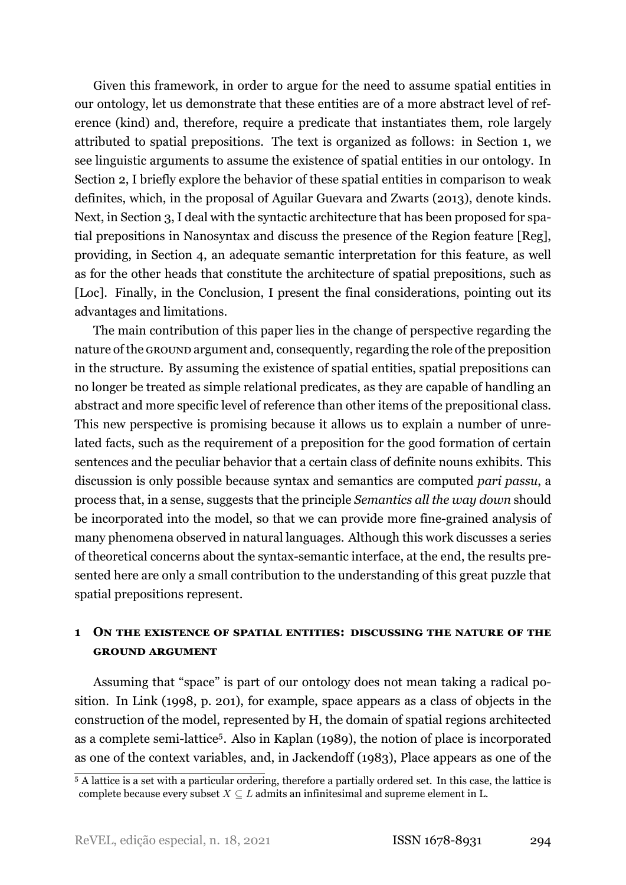Given this framework, in order to argue for the need to assume spatial entities in our ontology, let us demonstrate that these entities are of a more abstract level of reference (kind) and, therefore, require a predicate that instantiates them, role largely attributed to spatial prepositions. The text is organized as follows: in Section 1, we see linguistic arguments to assume the existence of spatial entities in our ontology. In Section 2, I briefly explore the behavior of these spatial entities in comparison to weak definites, which, in the proposal of Aguilar Guevara and Zwarts (2013), denote kinds. Next, in Section 3, I deal with the syntactic architecture that has been proposed for spatial prepositions in Nanosyntax and discuss the presence of the Region feature [Reg], providing, in Section 4, an adequate semantic interpretation for this feature, as well as for the other heads that constitute the architecture of spatial prepositions, such as [Loc]. Finally, in the Conclusion, I present the final considerations, pointing out its advantages and limitations.

The main contribution of this paper lies in the change of perspective regarding the nature of the GROUND argument and, consequently, regarding the role of the preposition in the structure. By assuming the existence of spatial entities, spatial prepositions can no longer be treated as simple relational predicates, as they are capable of handling an abstract and more specific level of reference than other items of the prepositional class. This new perspective is promising because it allows us to explain a number of unrelated facts, such as the requirement of a preposition for the good formation of certain sentences and the peculiar behavior that a certain class of definite nouns exhibits. This discussion is only possible because syntax and semantics are computed *pari passu*, a process that, in a sense, suggests that the principle *Semantics all the way down* should be incorporated into the model, so that we can provide more fine-grained analysis of many phenomena observed in natural languages. Although this work discusses a series of theoretical concerns about the syntax-semantic interface, at the end, the results presented here are only a small contribution to the understanding of this great puzzle that spatial prepositions represent.

## 1 On the existence of spatial entities: discussing the nature of the ground argument

Assuming that "space" is part of our ontology does not mean taking a radical position. In Link (1998, p. 201), for example, space appears as a class of objects in the construction of the model, represented by H, the domain of spatial regions architected as a complete semi-lattice[5]. Also in Kaplan (1989), the notion of place is incorporated as one of the context variables, and, in Jackendoff (1983), Place appears as one of the

[5] A lattice is a set with a particular ordering, therefore a partially ordered set. In this case, the lattice is complete because every subset $X \subseteq L$ admits an infinitesimal and supreme element in L.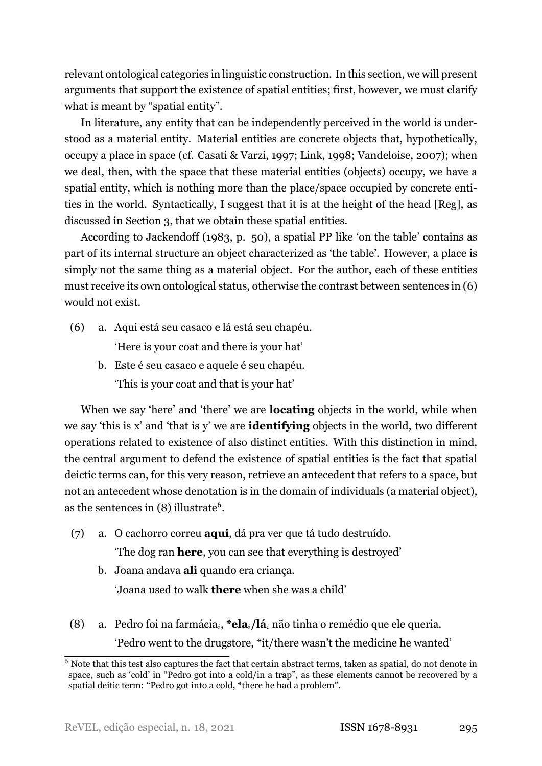relevant ontological categories in linguistic construction. In this section, we will present arguments that support the existence of spatial entities; first, however, we must clarify what is meant by "spatial entity".

In literature, any entity that can be independently perceived in the world is understood as a material entity. Material entities are concrete objects that, hypothetically, occupy a place in space (cf. Casati & Varzi, 1997; Link, 1998; Vandeloise, 2007); when we deal, then, with the space that these material entities (objects) occupy, we have a spatial entity, which is nothing more than the place/space occupied by concrete entities in the world. Syntactically, I suggest that it is at the height of the head [Reg], as discussed in Section 3, that we obtain these spatial entities.

According to Jackendoff (1983, p. 50), a spatial PP like 'on the table' contains as part of its internal structure an object characterized as 'the table'. However, a place is simply not the same thing as a material object. For the author, each of these entities must receive its own ontological status, otherwise the contrast between sentences in (6) would not exist.

(6) a. Aqui está seu casaco e lá está seu chapéu.
'Here is your coat and there is your hat'

b. Este é seu casaco e aquele é seu chapéu.
'This is your coat and that is your hat'

When we say 'here' and 'there' we are **locating** objects in the world, while when we say 'this is x' and 'that is y' we are **identifying** objects in the world, two different operations related to existence of also distinct entities. With this distinction in mind, the central argument to defend the existence of spatial entities is the fact that spatial deictic terms can, for this very reason, retrieve an antecedent that refers to a space, but not an antecedent whose denotation is in the domain of individuals (a material object), as the sentences in (8) illustrate[6].

(7) a. O cachorro correu **aqui**, dá pra ver que tá tudo destruído.
'The dog ran **here**, you can see that everything is destroyed'

b. Joana andava **ali** quando era criança.
'Joana used to walk **there** when she was a child'

(8) a. Pedro foi na farmácia$_i$, ***ela**$_i$**/lá**$_i$ não tinha o remédio que ele queria.
'Pedro went to the drugstore, *it/there wasn't the medicine he wanted'

[6] Note that this test also captures the fact that certain abstract terms, taken as spatial, do not denote in space, such as 'cold' in "Pedro got into a cold/in a trap", as these elements cannot be recovered by a spatial deitic term: "Pedro got into a cold, *there he had a problem".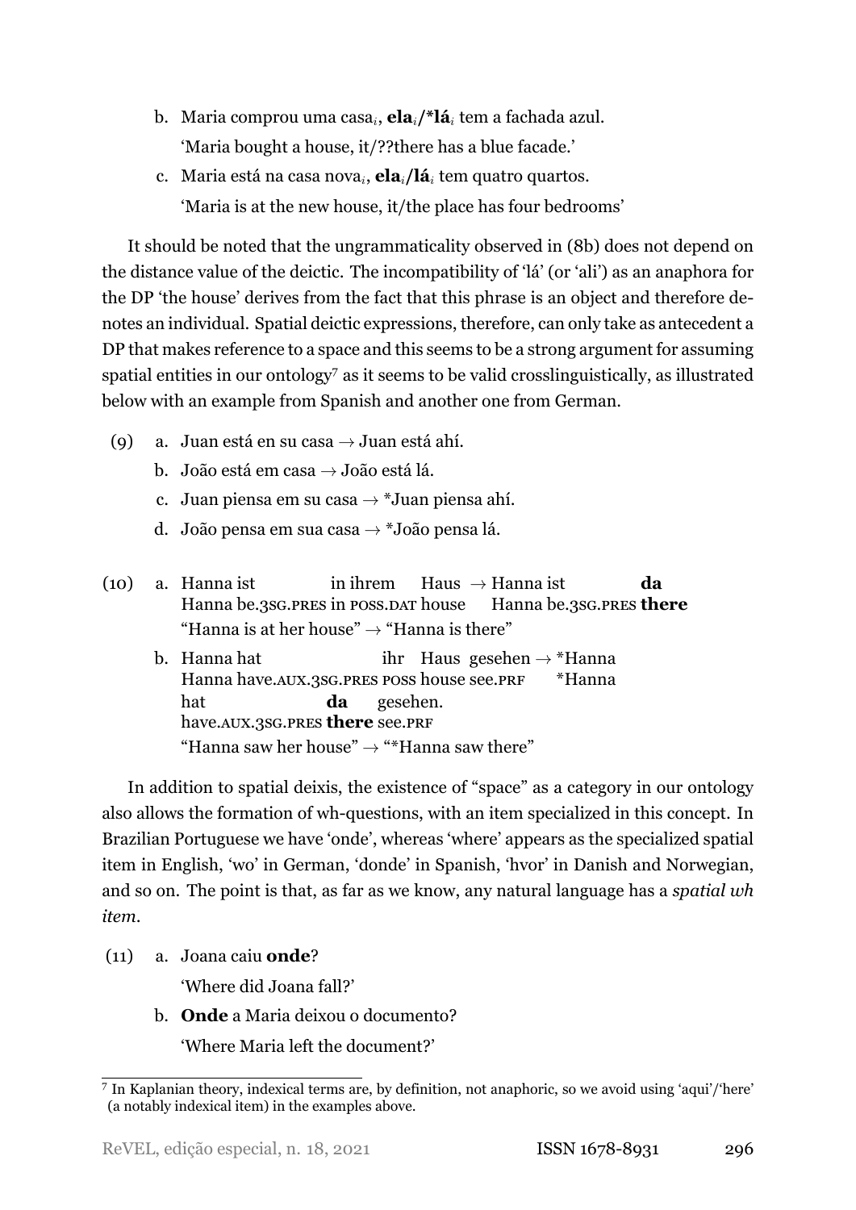b. Maria comprou uma casa$_i$, **ela**$_i$**/*lá**$_i$ tem a fachada azul.

   'Maria bought a house, it/??there has a blue facade.'

c. Maria está na casa nova$_i$, **ela**$_i$**/lá**$_i$ tem quatro quartos.

   'Maria is at the new house, it/the place has four bedrooms'

It should be noted that the ungrammaticality observed in (8b) does not depend on the distance value of the deictic. The incompatibility of 'lá' (or 'ali') as an anaphora for the DP 'the house' derives from the fact that this phrase is an object and therefore denotes an individual. Spatial deictic expressions, therefore, can only take as antecedent a DP that makes reference to a space and this seems to be a strong argument for assuming spatial entities in our ontology[7] as it seems to be valid crosslinguistically, as illustrated below with an example from Spanish and another one from German.

(9) a. Juan está en su casa → Juan está ahí.

b. João está em casa → João está lá.

c. Juan piensa em su casa → *Juan piensa ahí.

d. João pensa em sua casa → *João pensa lá.

(10) a. Hanna ist in ihrem Haus → Hanna ist **da**
Hanna be.3SG.PRES in POSS.DAT house Hanna be.3SG.PRES **there**
"Hanna is at her house" → "Hanna is there"

b. Hanna hat ihr Haus gesehen → *Hanna hat **da** gesehen.
Hanna have.AUX.3SG.PRES POSS house see.PRF *Hanna have.AUX.3SG.PRES **there** see.PRF
"Hanna saw her house" → "*Hanna saw there"

In addition to spatial deixis, the existence of "space" as a category in our ontology also allows the formation of wh-questions, with an item specialized in this concept. In Brazilian Portuguese we have 'onde', whereas 'where' appears as the specialized spatial item in English, 'wo' in German, 'donde' in Spanish, 'hvor' in Danish and Norwegian, and so on. The point is that, as far as we know, any natural language has a *spatial wh item*.

(11) a. Joana caiu **onde**?

   'Where did Joana fall?'

b. **Onde** a Maria deixou o documento?

   'Where Maria left the document?'

[7] In Kaplanian theory, indexical terms are, by definition, not anaphoric, so we avoid using 'aqui'/'here' (a notably indexical item) in the examples above.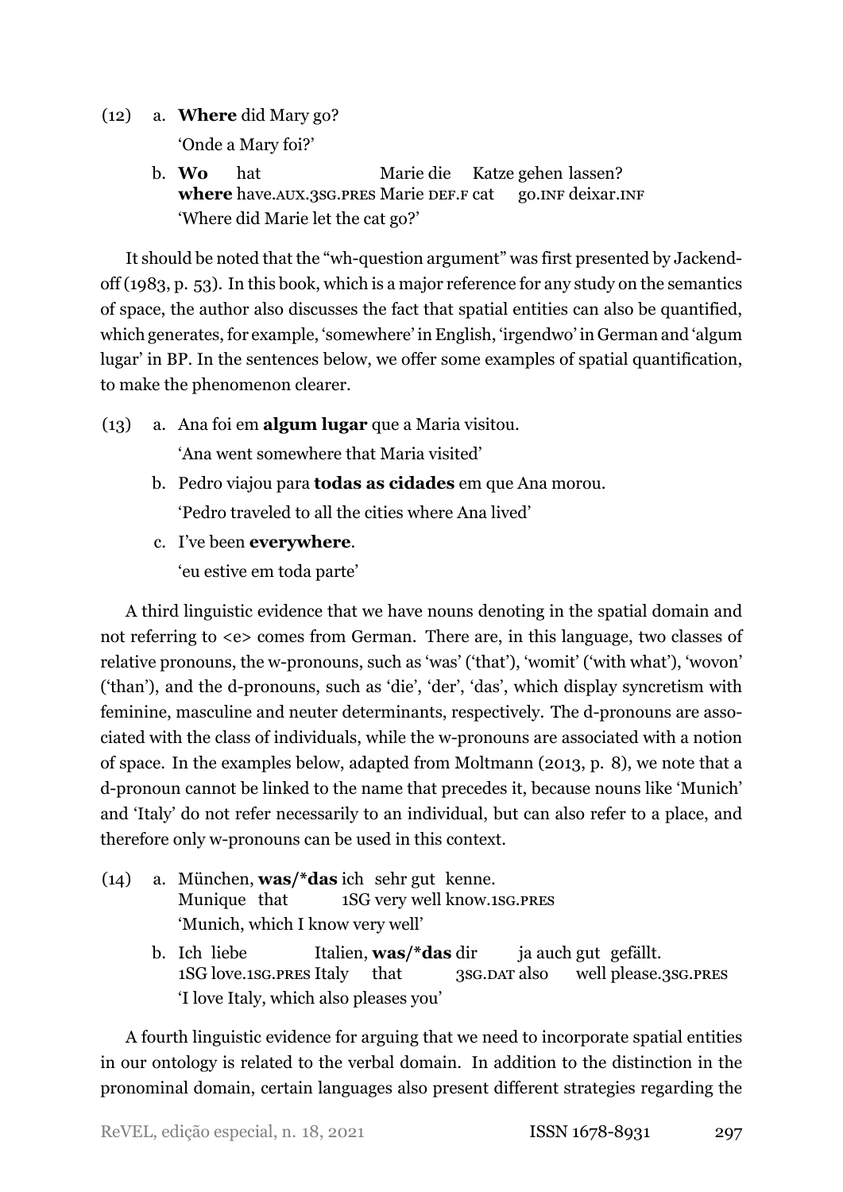(12) a. **Where** did Mary go?

'Onde a Mary foi?'

b. **Wo** hat Marie die Katze gehen lassen?
**where** have.AUX.3SG.PRES Marie DEF.F cat go.INF deixar.INF
'Where did Marie let the cat go?'

It should be noted that the "wh-question argument" was first presented by Jackendoff (1983, p. 53). In this book, which is a major reference for any study on the semantics of space, the author also discusses the fact that spatial entities can also be quantified, which generates, for example, 'somewhere' in English, 'irgendwo' in German and 'algum lugar' in BP. In the sentences below, we offer some examples of spatial quantification, to make the phenomenon clearer.

(13) a. Ana foi em **algum lugar** que a Maria visitou.

'Ana went somewhere that Maria visited'

b. Pedro viajou para **todas as cidades** em que Ana morou.

'Pedro traveled to all the cities where Ana lived'

c. I've been **everywhere**.

'eu estive em toda parte'

A third linguistic evidence that we have nouns denoting in the spatial domain and not referring to <e> comes from German. There are, in this language, two classes of relative pronouns, the w-pronouns, such as 'was' ('that'), 'womit' ('with what'), 'wovon' ('than'), and the d-pronouns, such as 'die', 'der', 'das', which display syncretism with feminine, masculine and neuter determinants, respectively. The d-pronouns are associated with the class of individuals, while the w-pronouns are associated with a notion of space. In the examples below, adapted from Moltmann (2013, p. 8), we note that a d-pronoun cannot be linked to the name that precedes it, because nouns like 'Munich' and 'Italy' do not refer necessarily to an individual, but can also refer to a place, and therefore only w-pronouns can be used in this context.

(14) a. München, **was/*das** ich sehr gut kenne.
Munique that 1SG very well know.1SG.PRES
'Munich, which I know very well'

b. Ich liebe Italien, **was/*das** dir ja auch gut gefällt.
1SG love.1SG.PRES Italy that 3SG.DAT also well please.3SG.PRES
'I love Italy, which also pleases you'

A fourth linguistic evidence for arguing that we need to incorporate spatial entities in our ontology is related to the verbal domain. In addition to the distinction in the pronominal domain, certain languages also present different strategies regarding the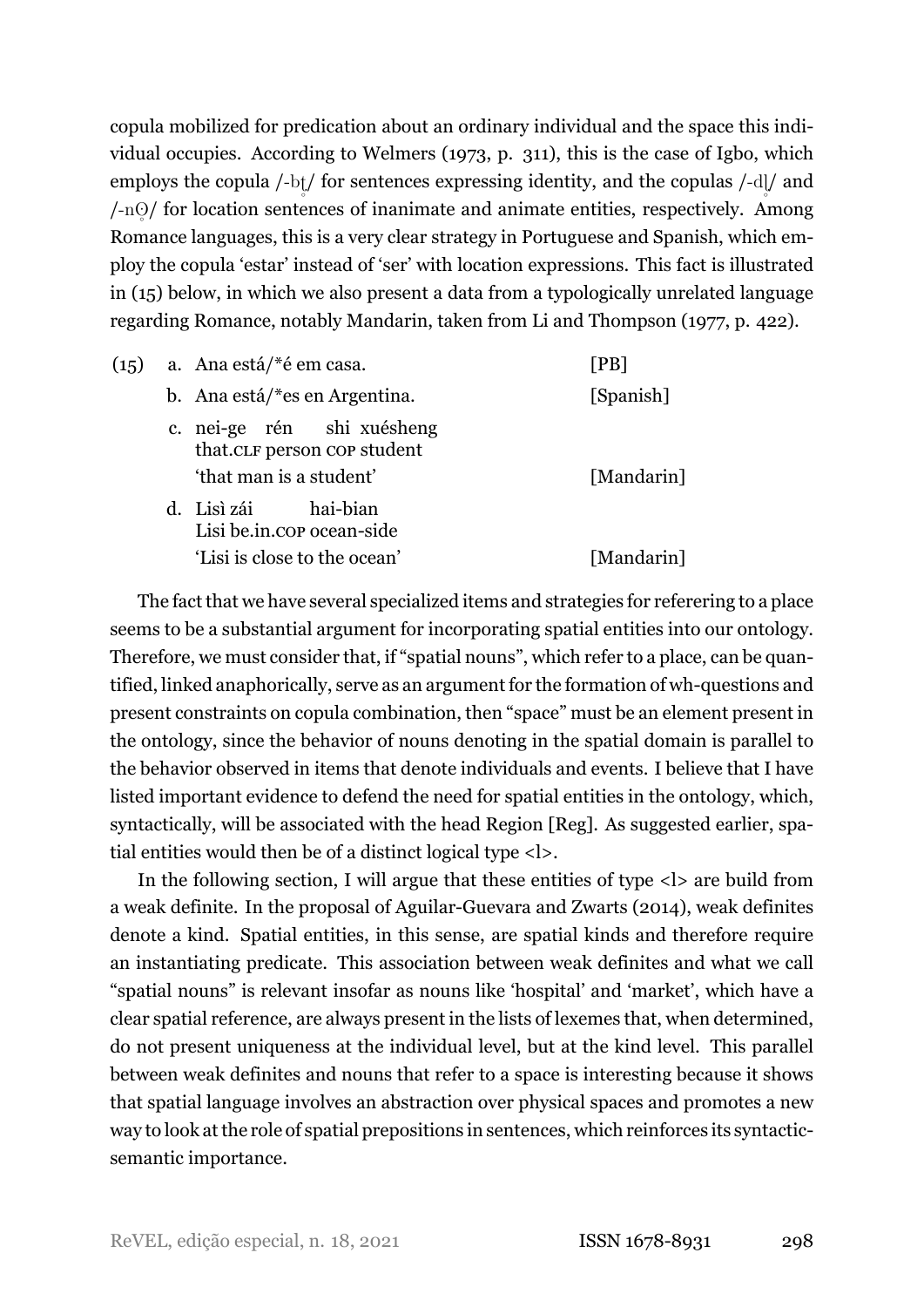copula mobilized for predication about an ordinary individual and the space this individual occupies. According to Welmers (1973, p. 311), this is the case of Igbo, which employs the copula /-bι̥/ for sentences expressing identity, and the copulas /-dι̥/ and /-nΘ̥/ for location sentences of inanimate and animate entities, respectively. Among Romance languages, this is a very clear strategy in Portuguese and Spanish, which employ the copula 'estar' instead of 'ser' with location expressions. This fact is illustrated in (15) below, in which we also present a data from a typologically unrelated language regarding Romance, notably Mandarin, taken from Li and Thompson (1977, p. 422).

(15)
a. Ana está/*é em casa. [PB]

b. Ana está/*es en Argentina. [Spanish]

c. nei-ge rén shi xuésheng  
that.CLF person COP student  
'that man is a student' [Mandarin]

d. Lisì zái hai-bian  
Lisi be.in.COP ocean-side  
'Lisi is close to the ocean' [Mandarin]

The fact that we have several specialized items and strategies for referering to a place seems to be a substantial argument for incorporating spatial entities into our ontology. Therefore, we must consider that, if "spatial nouns", which refer to a place, can be quantified, linked anaphorically, serve as an argument for the formation of wh-questions and present constraints on copula combination, then "space" must be an element present in the ontology, since the behavior of nouns denoting in the spatial domain is parallel to the behavior observed in items that denote individuals and events. I believe that I have listed important evidence to defend the need for spatial entities in the ontology, which, syntactically, will be associated with the head Region [Reg]. As suggested earlier, spatial entities would then be of a distinct logical type <l>.

In the following section, I will argue that these entities of type <l> are build from a weak definite. In the proposal of Aguilar-Guevara and Zwarts (2014), weak definites denote a kind. Spatial entities, in this sense, are spatial kinds and therefore require an instantiating predicate. This association between weak definites and what we call "spatial nouns" is relevant insofar as nouns like 'hospital' and 'market', which have a clear spatial reference, are always present in the lists of lexemes that, when determined, do not present uniqueness at the individual level, but at the kind level. This parallel between weak definites and nouns that refer to a space is interesting because it shows that spatial language involves an abstraction over physical spaces and promotes a new way to look at the role of spatial prepositions in sentences, which reinforces its syntactic-semantic importance.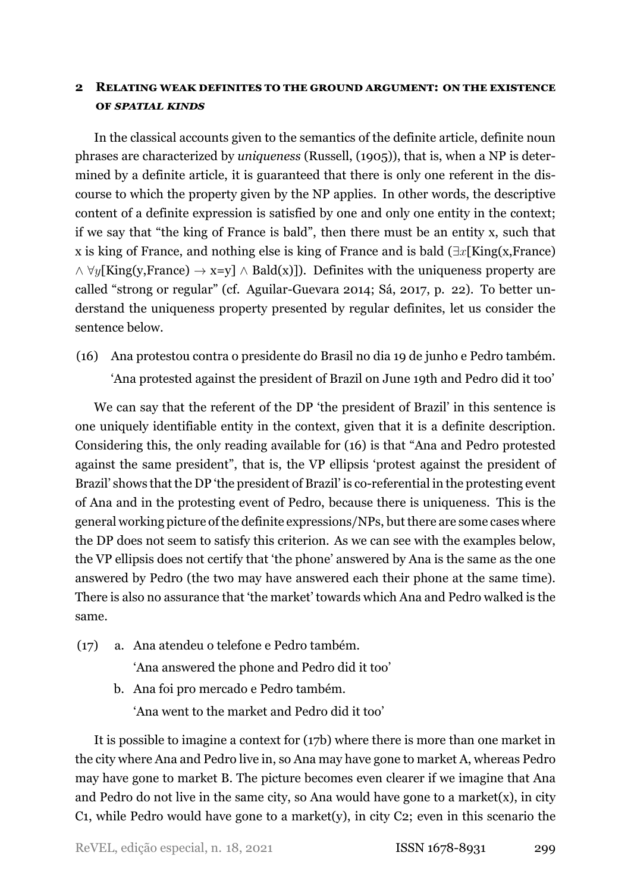## 2 Relating weak definites to the ground argument: on the existence of *spatial kinds*

In the classical accounts given to the semantics of the definite article, definite noun phrases are characterized by *uniqueness* (Russell, (1905)), that is, when a NP is determined by a definite article, it is guaranteed that there is only one referent in the discourse to which the property given by the NP applies. In other words, the descriptive content of a definite expression is satisfied by one and only one entity in the context; if we say that "the king of France is bald", then there must be an entity x, such that x is king of France, and nothing else is king of France and is bald ($\exists x$[King(x,France) $\wedge$ $\forall y$[King(y,France) $\rightarrow$ x=y] $\wedge$ Bald(x)]). Definites with the uniqueness property are called "strong or regular" (cf. Aguilar-Guevara 2014; Sá, 2017, p. 22). To better understand the uniqueness property presented by regular definites, let us consider the sentence below.

(16) Ana protestou contra o presidente do Brasil no dia 19 de junho e Pedro também.
'Ana protested against the president of Brazil on June 19th and Pedro did it too'

We can say that the referent of the DP 'the president of Brazil' in this sentence is one uniquely identifiable entity in the context, given that it is a definite description. Considering this, the only reading available for (16) is that "Ana and Pedro protested against the same president", that is, the VP ellipsis 'protest against the president of Brazil' shows that the DP 'the president of Brazil' is co-referential in the protesting event of Ana and in the protesting event of Pedro, because there is uniqueness. This is the general working picture of the definite expressions/NPs, but there are some cases where the DP does not seem to satisfy this criterion. As we can see with the examples below, the VP ellipsis does not certify that 'the phone' answered by Ana is the same as the one answered by Pedro (the two may have answered each their phone at the same time). There is also no assurance that 'the market' towards which Ana and Pedro walked is the same.

(17) a. Ana atendeu o telefone e Pedro também.
'Ana answered the phone and Pedro did it too'

b. Ana foi pro mercado e Pedro também.
'Ana went to the market and Pedro did it too'

It is possible to imagine a context for (17b) where there is more than one market in the city where Ana and Pedro live in, so Ana may have gone to market A, whereas Pedro may have gone to market B. The picture becomes even clearer if we imagine that Ana and Pedro do not live in the same city, so Ana would have gone to a market(x), in city C1, while Pedro would have gone to a market(y), in city C2; even in this scenario the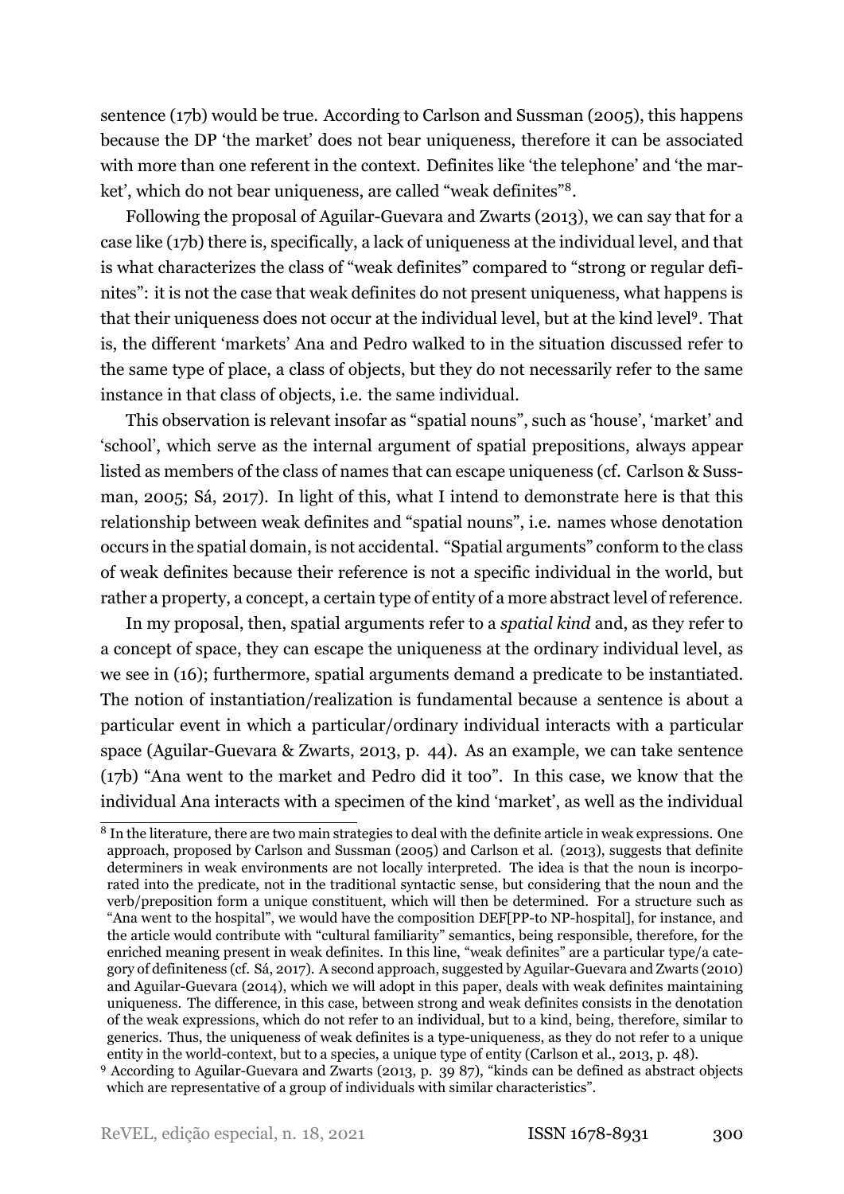sentence (17b) would be true. According to Carlson and Sussman (2005), this happens because the DP 'the market' does not bear uniqueness, therefore it can be associated with more than one referent in the context. Definites like 'the telephone' and 'the market', which do not bear uniqueness, are called "weak definites"[8].

Following the proposal of Aguilar-Guevara and Zwarts (2013), we can say that for a case like (17b) there is, specifically, a lack of uniqueness at the individual level, and that is what characterizes the class of "weak definites" compared to "strong or regular definites": it is not the case that weak definites do not present uniqueness, what happens is that their uniqueness does not occur at the individual level, but at the kind level[9]. That is, the different 'markets' Ana and Pedro walked to in the situation discussed refer to the same type of place, a class of objects, but they do not necessarily refer to the same instance in that class of objects, i.e. the same individual.

This observation is relevant insofar as "spatial nouns", such as 'house', 'market' and 'school', which serve as the internal argument of spatial prepositions, always appear listed as members of the class of names that can escape uniqueness (cf. Carlson & Sussman, 2005; Sá, 2017). In light of this, what I intend to demonstrate here is that this relationship between weak definites and "spatial nouns", i.e. names whose denotation occurs in the spatial domain, is not accidental. "Spatial arguments" conform to the class of weak definites because their reference is not a specific individual in the world, but rather a property, a concept, a certain type of entity of a more abstract level of reference.

In my proposal, then, spatial arguments refer to a *spatial kind* and, as they refer to a concept of space, they can escape the uniqueness at the ordinary individual level, as we see in (16); furthermore, spatial arguments demand a predicate to be instantiated. The notion of instantiation/realization is fundamental because a sentence is about a particular event in which a particular/ordinary individual interacts with a particular space (Aguilar-Guevara & Zwarts, 2013, p. 44). As an example, we can take sentence (17b) "Ana went to the market and Pedro did it too". In this case, we know that the individual Ana interacts with a specimen of the kind 'market', as well as the individual

---

[8] In the literature, there are two main strategies to deal with the definite article in weak expressions. One approach, proposed by Carlson and Sussman (2005) and Carlson et al. (2013), suggests that definite determiners in weak environments are not locally interpreted. The idea is that the noun is incorporated into the predicate, not in the traditional syntactic sense, but considering that the noun and the verb/preposition form a unique constituent, which will then be determined. For a structure such as "Ana went to the hospital", we would have the composition DEF[PP-to NP-hospital], for instance, and the article would contribute with "cultural familiarity" semantics, being responsible, therefore, for the enriched meaning present in weak definites. In this line, "weak definites" are a particular type/a category of definiteness (cf. Sá, 2017). A second approach, suggested by Aguilar-Guevara and Zwarts (2010) and Aguilar-Guevara (2014), which we will adopt in this paper, deals with weak definites maintaining uniqueness. The difference, in this case, between strong and weak definites consists in the denotation of the weak expressions, which do not refer to an individual, but to a kind, being, therefore, similar to generics. Thus, the uniqueness of weak definites is a type-uniqueness, as they do not refer to a unique entity in the world-context, but to a species, a unique type of entity (Carlson et al., 2013, p. 48).

[9] According to Aguilar-Guevara and Zwarts (2013, p. 39 87), "kinds can be defined as abstract objects which are representative of a group of individuals with similar characteristics".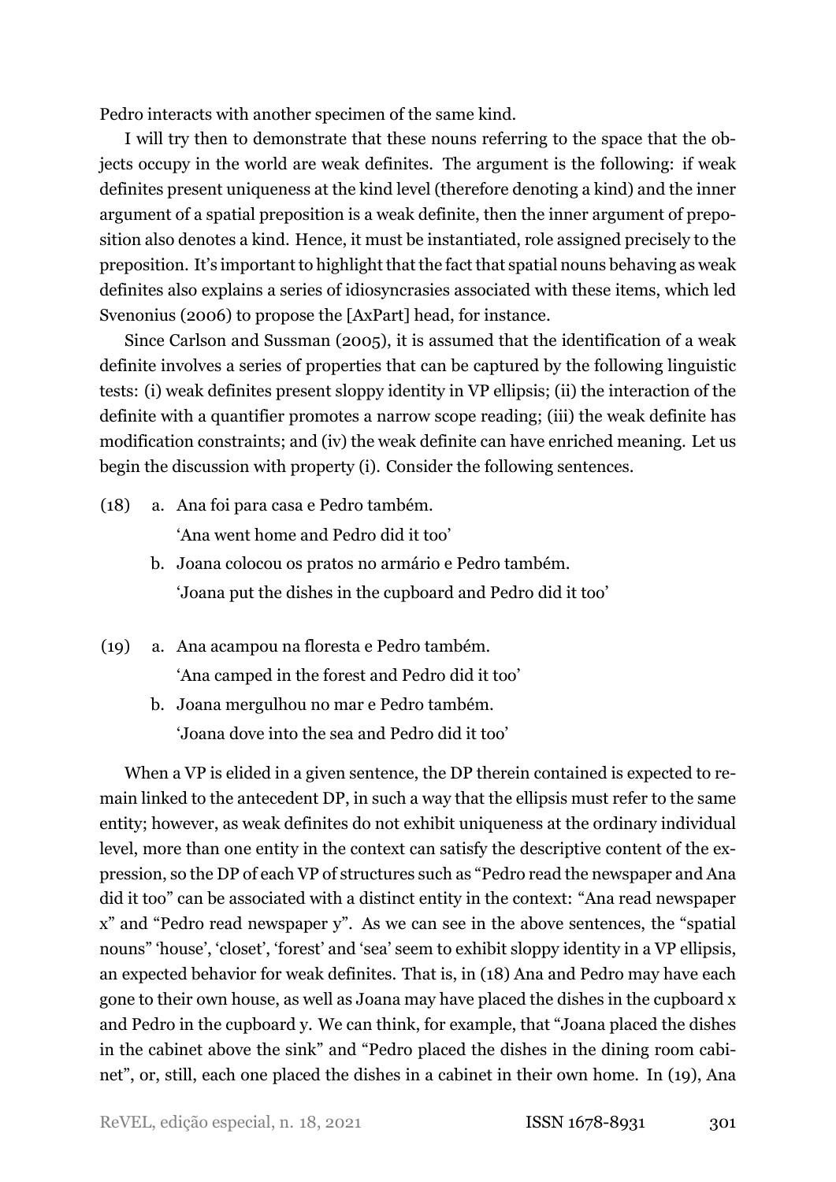Pedro interacts with another specimen of the same kind.

I will try then to demonstrate that these nouns referring to the space that the objects occupy in the world are weak definites. The argument is the following: if weak definites present uniqueness at the kind level (therefore denoting a kind) and the inner argument of a spatial preposition is a weak definite, then the inner argument of preposition also denotes a kind. Hence, it must be instantiated, role assigned precisely to the preposition. It's important to highlight that the fact that spatial nouns behaving as weak definites also explains a series of idiosyncrasies associated with these items, which led Svenonius (2006) to propose the [AxPart] head, for instance.

Since Carlson and Sussman (2005), it is assumed that the identification of a weak definite involves a series of properties that can be captured by the following linguistic tests: (i) weak definites present sloppy identity in VP ellipsis; (ii) the interaction of the definite with a quantifier promotes a narrow scope reading; (iii) the weak definite has modification constraints; and (iv) the weak definite can have enriched meaning. Let us begin the discussion with property (i). Consider the following sentences.

(18) a. Ana foi para casa e Pedro também.
'Ana went home and Pedro did it too'

b. Joana colocou os pratos no armário e Pedro também.
'Joana put the dishes in the cupboard and Pedro did it too'

(19) a. Ana acampou na floresta e Pedro também.
'Ana camped in the forest and Pedro did it too'

b. Joana mergulhou no mar e Pedro também.
'Joana dove into the sea and Pedro did it too'

When a VP is elided in a given sentence, the DP therein contained is expected to remain linked to the antecedent DP, in such a way that the ellipsis must refer to the same entity; however, as weak definites do not exhibit uniqueness at the ordinary individual level, more than one entity in the context can satisfy the descriptive content of the expression, so the DP of each VP of structures such as "Pedro read the newspaper and Ana did it too" can be associated with a distinct entity in the context: "Ana read newspaper x" and "Pedro read newspaper y". As we can see in the above sentences, the "spatial nouns" 'house', 'closet', 'forest' and 'sea' seem to exhibit sloppy identity in a VP ellipsis, an expected behavior for weak definites. That is, in (18) Ana and Pedro may have each gone to their own house, as well as Joana may have placed the dishes in the cupboard x and Pedro in the cupboard y. We can think, for example, that "Joana placed the dishes in the cabinet above the sink" and "Pedro placed the dishes in the dining room cabinet", or, still, each one placed the dishes in a cabinet in their own home. In (19), Ana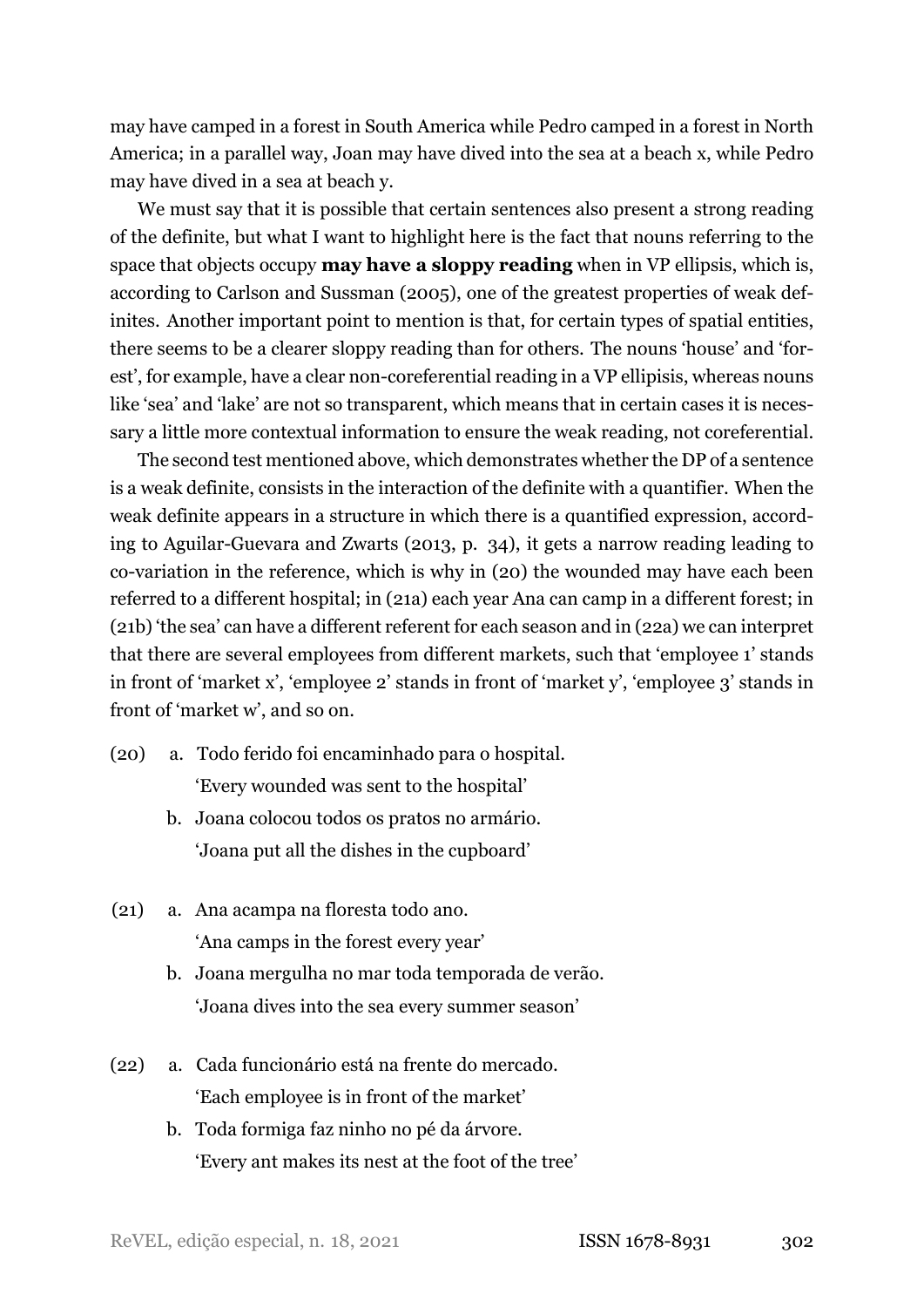may have camped in a forest in South America while Pedro camped in a forest in North America; in a parallel way, Joan may have dived into the sea at a beach x, while Pedro may have dived in a sea at beach y.

We must say that it is possible that certain sentences also present a strong reading of the definite, but what I want to highlight here is the fact that nouns referring to the space that objects occupy **may have a sloppy reading** when in VP ellipsis, which is, according to Carlson and Sussman (2005), one of the greatest properties of weak definites. Another important point to mention is that, for certain types of spatial entities, there seems to be a clearer sloppy reading than for others. The nouns 'house' and 'forest', for example, have a clear non-coreferential reading in a VP ellipisis, whereas nouns like 'sea' and 'lake' are not so transparent, which means that in certain cases it is necessary a little more contextual information to ensure the weak reading, not coreferential.

The second test mentioned above, which demonstrates whether the DP of a sentence is a weak definite, consists in the interaction of the definite with a quantifier. When the weak definite appears in a structure in which there is a quantified expression, according to Aguilar-Guevara and Zwarts (2013, p. 34), it gets a narrow reading leading to co-variation in the reference, which is why in (20) the wounded may have each been referred to a different hospital; in (21a) each year Ana can camp in a different forest; in (21b) 'the sea' can have a different referent for each season and in (22a) we can interpret that there are several employees from different markets, such that 'employee 1' stands in front of 'market x', 'employee 2' stands in front of 'market y', 'employee 3' stands in front of 'market w', and so on.

(20) a. Todo ferido foi encaminhado para o hospital.
'Every wounded was sent to the hospital'

b. Joana colocou todos os pratos no armário.
'Joana put all the dishes in the cupboard'

(21) a. Ana acampa na floresta todo ano.
'Ana camps in the forest every year'

b. Joana mergulha no mar toda temporada de verão.
'Joana dives into the sea every summer season'

(22) a. Cada funcionário está na frente do mercado.
'Each employee is in front of the market'

b. Toda formiga faz ninho no pé da árvore.
'Every ant makes its nest at the foot of the tree'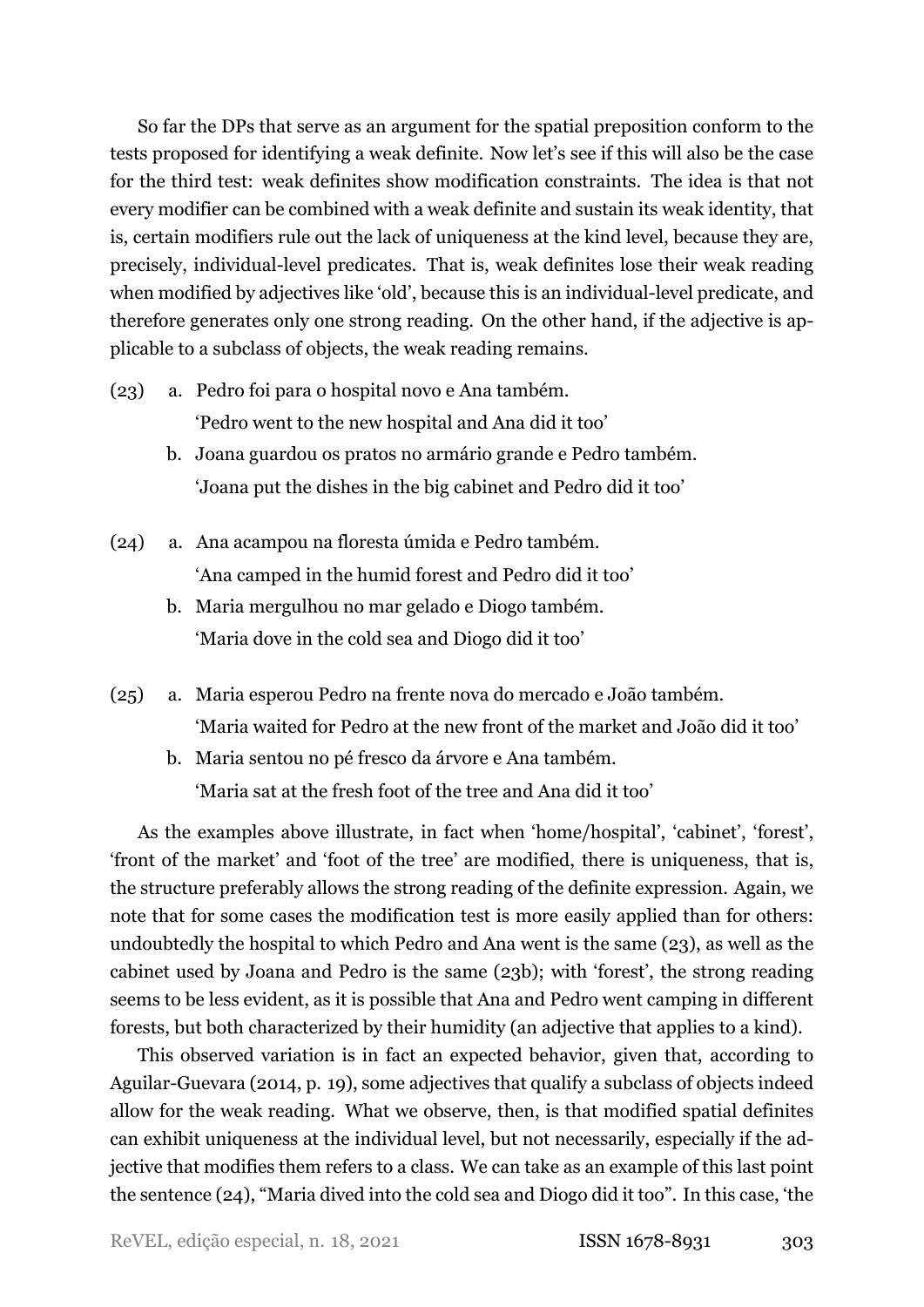So far the DPs that serve as an argument for the spatial preposition conform to the tests proposed for identifying a weak definite. Now let's see if this will also be the case for the third test: weak definites show modification constraints. The idea is that not every modifier can be combined with a weak definite and sustain its weak identity, that is, certain modifiers rule out the lack of uniqueness at the kind level, because they are, precisely, individual-level predicates. That is, weak definites lose their weak reading when modified by adjectives like 'old', because this is an individual-level predicate, and therefore generates only one strong reading. On the other hand, if the adjective is applicable to a subclass of objects, the weak reading remains.

(23) a. Pedro foi para o hospital novo e Ana também.
'Pedro went to the new hospital and Ana did it too'

b. Joana guardou os pratos no armário grande e Pedro também.
'Joana put the dishes in the big cabinet and Pedro did it too'

(24) a. Ana acampou na floresta úmida e Pedro também.
'Ana camped in the humid forest and Pedro did it too'

b. Maria mergulhou no mar gelado e Diogo também.
'Maria dove in the cold sea and Diogo did it too'

(25) a. Maria esperou Pedro na frente nova do mercado e João também.
'Maria waited for Pedro at the new front of the market and João did it too'

b. Maria sentou no pé fresco da árvore e Ana também.
'Maria sat at the fresh foot of the tree and Ana did it too'

As the examples above illustrate, in fact when 'home/hospital', 'cabinet', 'forest', 'front of the market' and 'foot of the tree' are modified, there is uniqueness, that is, the structure preferably allows the strong reading of the definite expression. Again, we note that for some cases the modification test is more easily applied than for others: undoubtedly the hospital to which Pedro and Ana went is the same (23), as well as the cabinet used by Joana and Pedro is the same (23b); with 'forest', the strong reading seems to be less evident, as it is possible that Ana and Pedro went camping in different forests, but both characterized by their humidity (an adjective that applies to a kind).

This observed variation is in fact an expected behavior, given that, according to Aguilar-Guevara (2014, p. 19), some adjectives that qualify a subclass of objects indeed allow for the weak reading. What we observe, then, is that modified spatial definites can exhibit uniqueness at the individual level, but not necessarily, especially if the adjective that modifies them refers to a class. We can take as an example of this last point the sentence (24), "Maria dived into the cold sea and Diogo did it too". In this case, 'the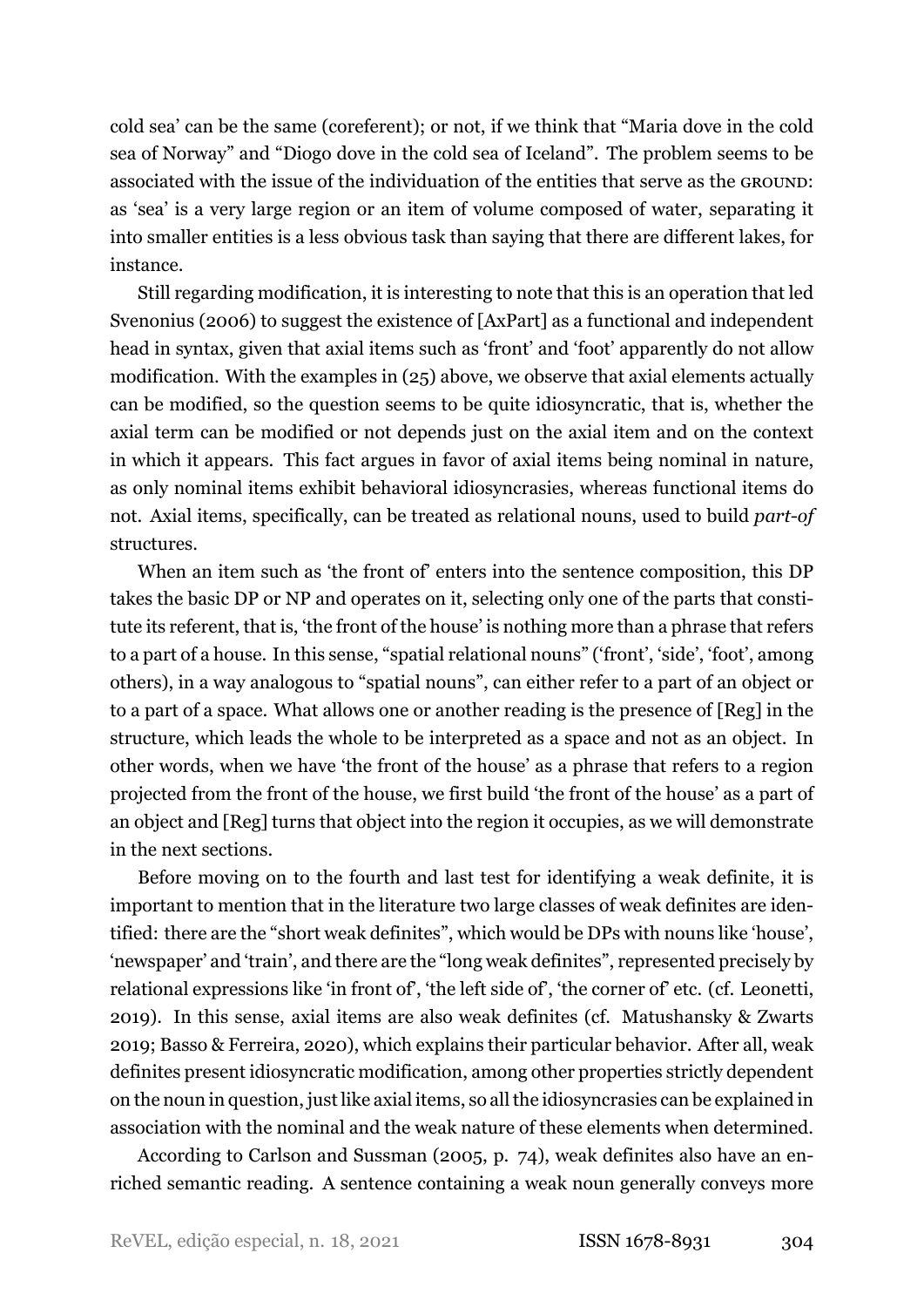cold sea' can be the same (coreferent); or not, if we think that "Maria dove in the cold sea of Norway" and "Diogo dove in the cold sea of Iceland". The problem seems to be associated with the issue of the individuation of the entities that serve as the GROUND: as 'sea' is a very large region or an item of volume composed of water, separating it into smaller entities is a less obvious task than saying that there are different lakes, for instance.

Still regarding modification, it is interesting to note that this is an operation that led Svenonius (2006) to suggest the existence of [AxPart] as a functional and independent head in syntax, given that axial items such as 'front' and 'foot' apparently do not allow modification. With the examples in (25) above, we observe that axial elements actually can be modified, so the question seems to be quite idiosyncratic, that is, whether the axial term can be modified or not depends just on the axial item and on the context in which it appears. This fact argues in favor of axial items being nominal in nature, as only nominal items exhibit behavioral idiosyncrasies, whereas functional items do not. Axial items, specifically, can be treated as relational nouns, used to build *part-of* structures.

When an item such as 'the front of' enters into the sentence composition, this DP takes the basic DP or NP and operates on it, selecting only one of the parts that constitute its referent, that is, 'the front of the house' is nothing more than a phrase that refers to a part of a house. In this sense, "spatial relational nouns" ('front', 'side', 'foot', among others), in a way analogous to "spatial nouns", can either refer to a part of an object or to a part of a space. What allows one or another reading is the presence of [Reg] in the structure, which leads the whole to be interpreted as a space and not as an object. In other words, when we have 'the front of the house' as a phrase that refers to a region projected from the front of the house, we first build 'the front of the house' as a part of an object and [Reg] turns that object into the region it occupies, as we will demonstrate in the next sections.

Before moving on to the fourth and last test for identifying a weak definite, it is important to mention that in the literature two large classes of weak definites are identified: there are the "short weak definites", which would be DPs with nouns like 'house', 'newspaper' and 'train', and there are the "long weak definites", represented precisely by relational expressions like 'in front of', 'the left side of', 'the corner of' etc. (cf. Leonetti, 2019). In this sense, axial items are also weak definites (cf. Matushansky & Zwarts 2019; Basso & Ferreira, 2020), which explains their particular behavior. After all, weak definites present idiosyncratic modification, among other properties strictly dependent on the noun in question, just like axial items, so all the idiosyncrasies can be explained in association with the nominal and the weak nature of these elements when determined.

According to Carlson and Sussman (2005, p. 74), weak definites also have an enriched semantic reading. A sentence containing a weak noun generally conveys more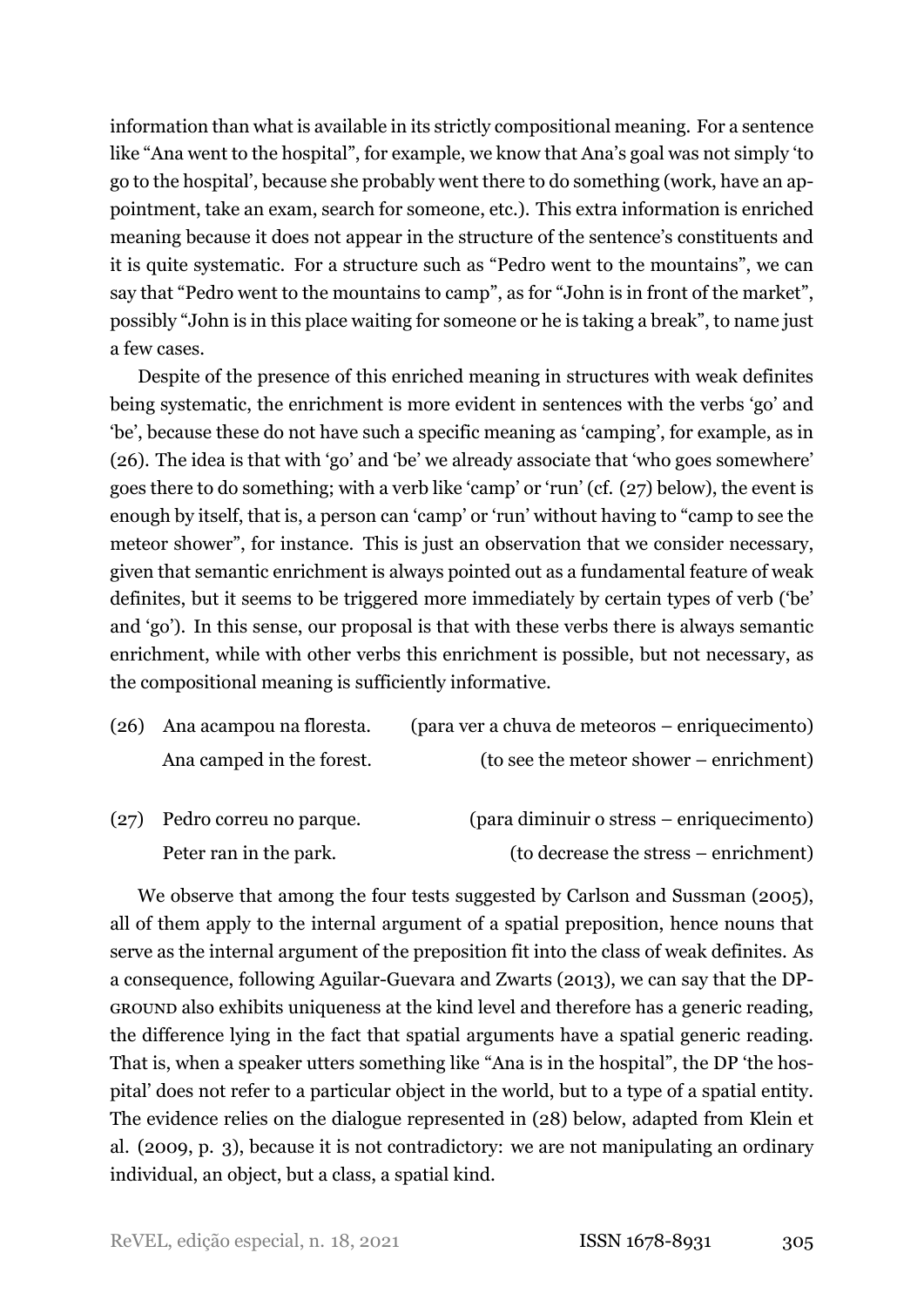information than what is available in its strictly compositional meaning. For a sentence like "Ana went to the hospital", for example, we know that Ana's goal was not simply 'to go to the hospital', because she probably went there to do something (work, have an appointment, take an exam, search for someone, etc.). This extra information is enriched meaning because it does not appear in the structure of the sentence's constituents and it is quite systematic. For a structure such as "Pedro went to the mountains", we can say that "Pedro went to the mountains to camp", as for "John is in front of the market", possibly "John is in this place waiting for someone or he is taking a break", to name just a few cases.

Despite of the presence of this enriched meaning in structures with weak definites being systematic, the enrichment is more evident in sentences with the verbs 'go' and 'be', because these do not have such a specific meaning as 'camping', for example, as in (26). The idea is that with 'go' and 'be' we already associate that 'who goes somewhere' goes there to do something; with a verb like 'camp' or 'run' (cf. (27) below), the event is enough by itself, that is, a person can 'camp' or 'run' without having to "camp to see the meteor shower", for instance. This is just an observation that we consider necessary, given that semantic enrichment is always pointed out as a fundamental feature of weak definites, but it seems to be triggered more immediately by certain types of verb ('be' and 'go'). In this sense, our proposal is that with these verbs there is always semantic enrichment, while with other verbs this enrichment is possible, but not necessary, as the compositional meaning is sufficiently informative.

(26) Ana acampou na floresta. (para ver a chuva de meteoros – enriquecimento)
     Ana camped in the forest. (to see the meteor shower – enrichment)

(27) Pedro correu no parque. (para diminuir o stress – enriquecimento)
     Peter ran in the park. (to decrease the stress – enrichment)

We observe that among the four tests suggested by Carlson and Sussman (2005), all of them apply to the internal argument of a spatial preposition, hence nouns that serve as the internal argument of the preposition fit into the class of weak definites. As a consequence, following Aguilar-Guevara and Zwarts (2013), we can say that the DP-GROUND also exhibits uniqueness at the kind level and therefore has a generic reading, the difference lying in the fact that spatial arguments have a spatial generic reading. That is, when a speaker utters something like "Ana is in the hospital", the DP 'the hospital' does not refer to a particular object in the world, but to a type of a spatial entity. The evidence relies on the dialogue represented in (28) below, adapted from Klein et al. (2009, p. 3), because it is not contradictory: we are not manipulating an ordinary individual, an object, but a class, a spatial kind.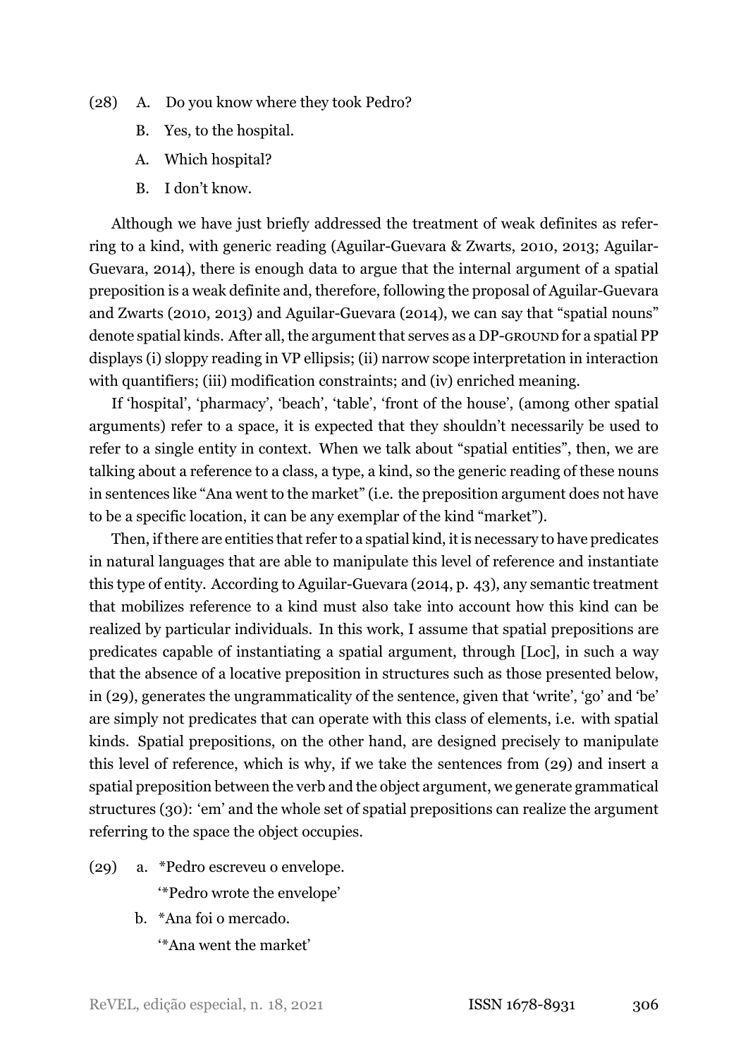(28) A. Do you know where they took Pedro?

B. Yes, to the hospital.

A. Which hospital?

B. I don't know.

Although we have just briefly addressed the treatment of weak definites as referring to a kind, with generic reading (Aguilar-Guevara & Zwarts, 2010, 2013; Aguilar-Guevara, 2014), there is enough data to argue that the internal argument of a spatial preposition is a weak definite and, therefore, following the proposal of Aguilar-Guevara and Zwarts (2010, 2013) and Aguilar-Guevara (2014), we can say that "spatial nouns" denote spatial kinds. After all, the argument that serves as a DP-GROUND for a spatial PP displays (i) sloppy reading in VP ellipsis; (ii) narrow scope interpretation in interaction with quantifiers; (iii) modification constraints; and (iv) enriched meaning.

If 'hospital', 'pharmacy', 'beach', 'table', 'front of the house', (among other spatial arguments) refer to a space, it is expected that they shouldn't necessarily be used to refer to a single entity in context. When we talk about "spatial entities", then, we are talking about a reference to a class, a type, a kind, so the generic reading of these nouns in sentences like "Ana went to the market" (i.e. the preposition argument does not have to be a specific location, it can be any exemplar of the kind "market").

Then, if there are entities that refer to a spatial kind, it is necessary to have predicates in natural languages that are able to manipulate this level of reference and instantiate this type of entity. According to Aguilar-Guevara (2014, p. 43), any semantic treatment that mobilizes reference to a kind must also take into account how this kind can be realized by particular individuals. In this work, I assume that spatial prepositions are predicates capable of instantiating a spatial argument, through [Loc], in such a way that the absence of a locative preposition in structures such as those presented below, in (29), generates the ungrammaticality of the sentence, given that 'write', 'go' and 'be' are simply not predicates that can operate with this class of elements, i.e. with spatial kinds. Spatial prepositions, on the other hand, are designed precisely to manipulate this level of reference, which is why, if we take the sentences from (29) and insert a spatial preposition between the verb and the object argument, we generate grammatical structures (30): 'em' and the whole set of spatial prepositions can realize the argument referring to the space the object occupies.

(29) a. *Pedro escreveu o envelope.
'*Pedro wrote the envelope'

b. *Ana foi o mercado.
'*Ana went the market'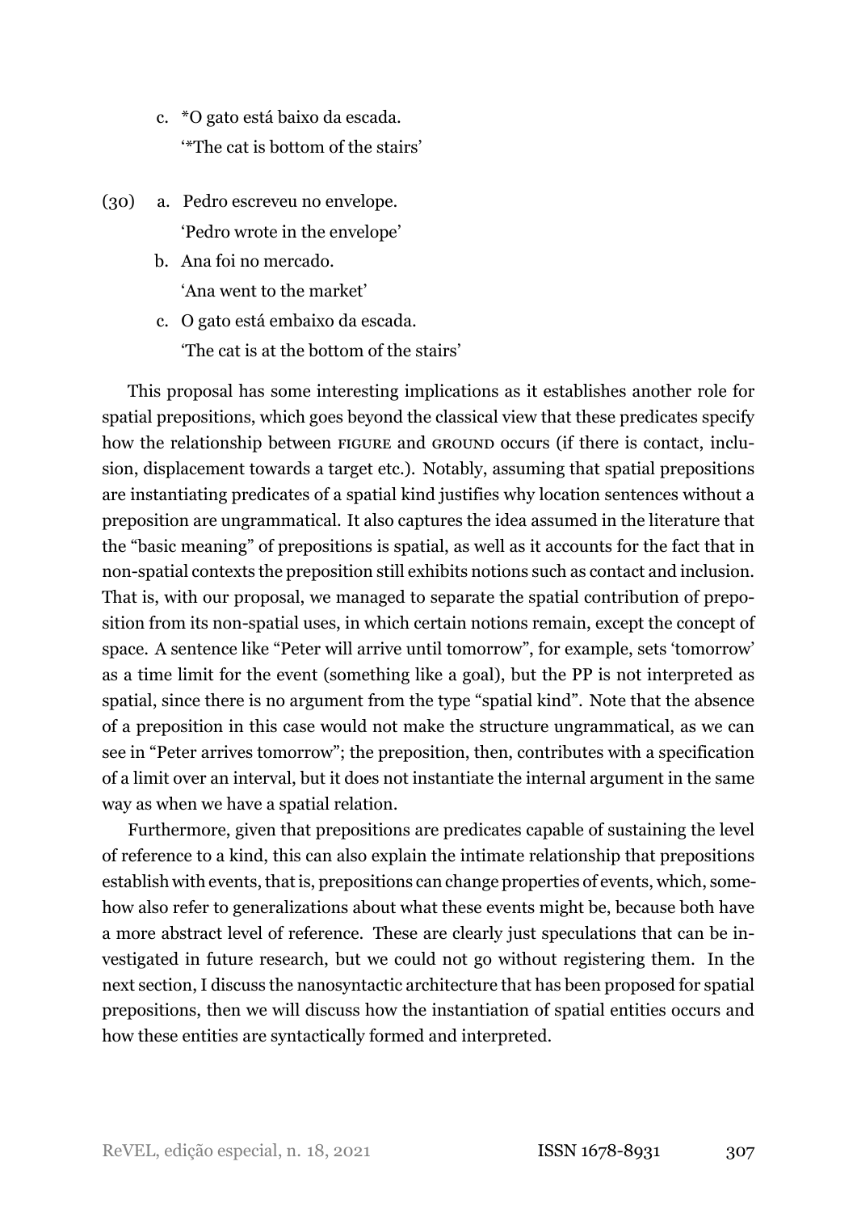c. *O gato está baixo da escada.
   '*The cat is bottom of the stairs'

(30) a. Pedro escreveu no envelope.
   'Pedro wrote in the envelope'

b. Ana foi no mercado.
   'Ana went to the market'

c. O gato está embaixo da escada.
   'The cat is at the bottom of the stairs'

This proposal has some interesting implications as it establishes another role for spatial prepositions, which goes beyond the classical view that these predicates specify how the relationship between FIGURE and GROUND occurs (if there is contact, inclusion, displacement towards a target etc.). Notably, assuming that spatial prepositions are instantiating predicates of a spatial kind justifies why location sentences without a preposition are ungrammatical. It also captures the idea assumed in the literature that the "basic meaning" of prepositions is spatial, as well as it accounts for the fact that in non-spatial contexts the preposition still exhibits notions such as contact and inclusion. That is, with our proposal, we managed to separate the spatial contribution of preposition from its non-spatial uses, in which certain notions remain, except the concept of space. A sentence like "Peter will arrive until tomorrow", for example, sets 'tomorrow' as a time limit for the event (something like a goal), but the PP is not interpreted as spatial, since there is no argument from the type "spatial kind". Note that the absence of a preposition in this case would not make the structure ungrammatical, as we can see in "Peter arrives tomorrow"; the preposition, then, contributes with a specification of a limit over an interval, but it does not instantiate the internal argument in the same way as when we have a spatial relation.

Furthermore, given that prepositions are predicates capable of sustaining the level of reference to a kind, this can also explain the intimate relationship that prepositions establish with events, that is, prepositions can change properties of events, which, somehow also refer to generalizations about what these events might be, because both have a more abstract level of reference. These are clearly just speculations that can be investigated in future research, but we could not go without registering them. In the next section, I discuss the nanosyntactic architecture that has been proposed for spatial prepositions, then we will discuss how the instantiation of spatial entities occurs and how these entities are syntactically formed and interpreted.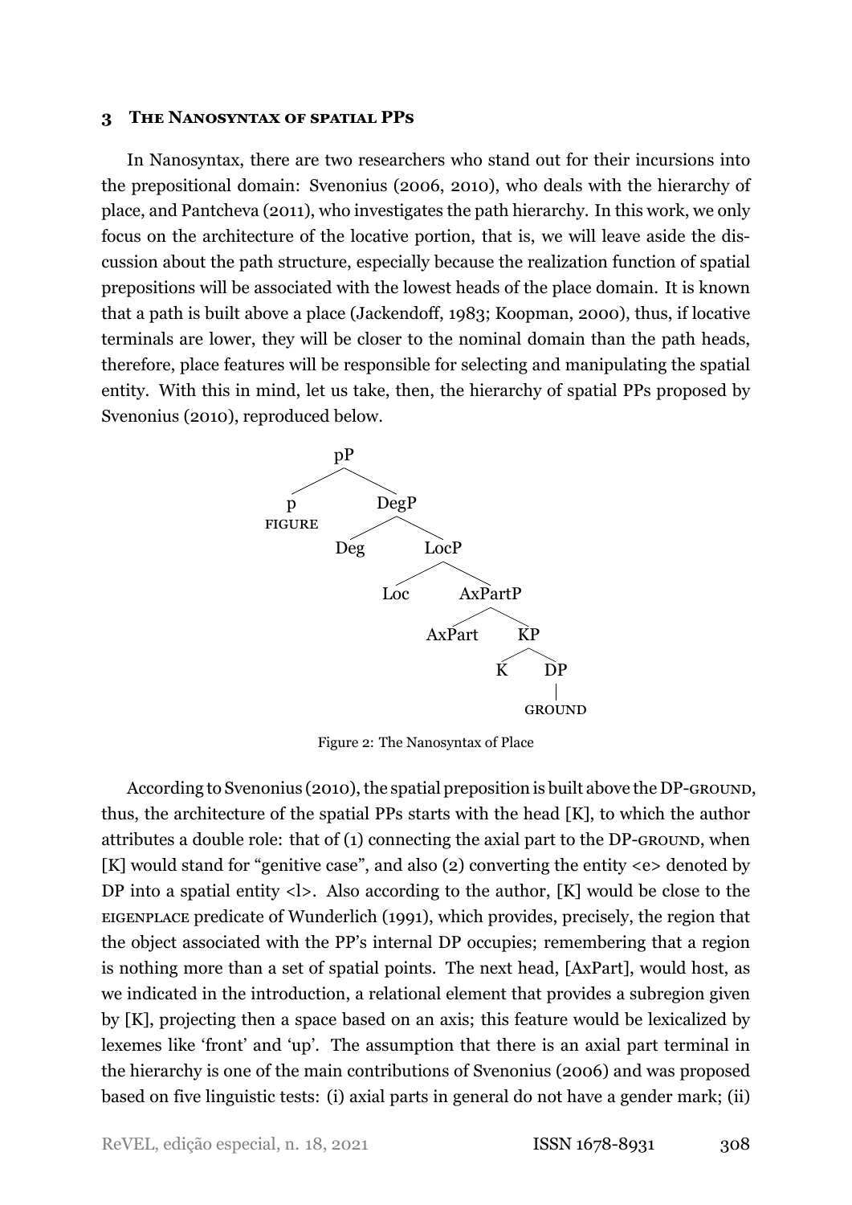### 3 The Nanosyntax of spatial PPs

In Nanosyntax, there are two researchers who stand out for their incursions into the prepositional domain: Svenonius (2006, 2010), who deals with the hierarchy of place, and Pantcheva (2011), who investigates the path hierarchy. In this work, we only focus on the architecture of the locative portion, that is, we will leave aside the discussion about the path structure, especially because the realization function of spatial prepositions will be associated with the lowest heads of the place domain. It is known that a path is built above a place (Jackendoff, 1983; Koopman, 2000), thus, if locative terminals are lower, they will be closer to the nominal domain than the path heads, therefore, place features will be responsible for selecting and manipulating the spatial entity. With this in mind, let us take, then, the hierarchy of spatial PPs proposed by Svenonius (2010), reproduced below.

```
pP
├── p
│   FIGURE
└── DegP
    ├── Deg
    └── LocP
        ├── Loc
        └── AxPartP
            ├── AxPart
            └── KP
                ├── K
                └── DP
                    │
                    GROUND
```

Figure 2: The Nanosyntax of Place

According to Svenonius (2010), the spatial preposition is built above the DP-GROUND, thus, the architecture of the spatial PPs starts with the head [K], to which the author attributes a double role: that of (1) connecting the axial part to the DP-GROUND, when [K] would stand for "genitive case", and also (2) converting the entity <e> denoted by DP into a spatial entity <l>. Also according to the author, [K] would be close to the EIGENPLACE predicate of Wunderlich (1991), which provides, precisely, the region that the object associated with the PP's internal DP occupies; remembering that a region is nothing more than a set of spatial points. The next head, [AxPart], would host, as we indicated in the introduction, a relational element that provides a subregion given by [K], projecting then a space based on an axis; this feature would be lexicalized by lexemes like 'front' and 'up'. The assumption that there is an axial part terminal in the hierarchy is one of the main contributions of Svenonius (2006) and was proposed based on five linguistic tests: (i) axial parts in general do not have a gender mark; (ii)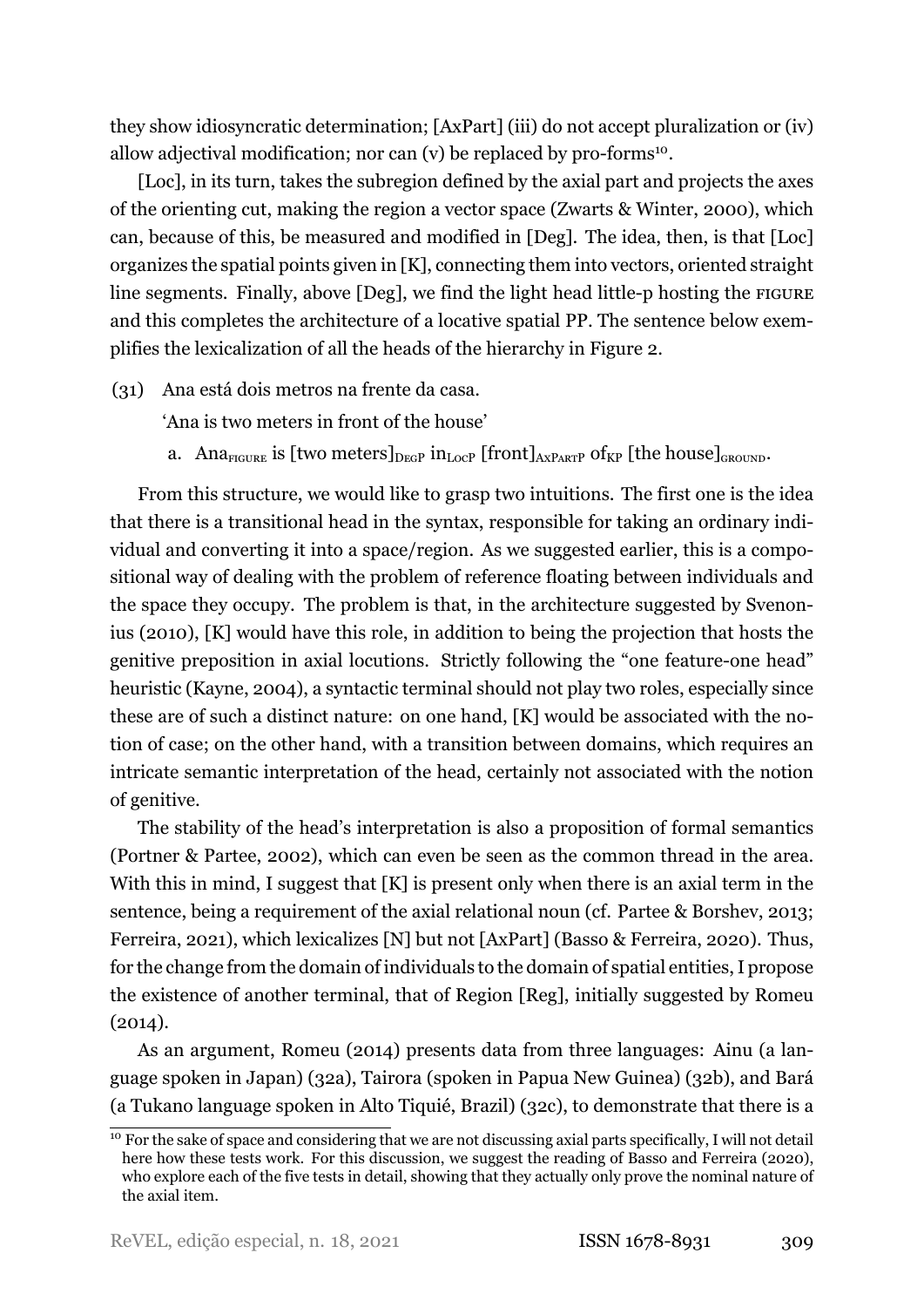they show idiosyncratic determination; [AxPart] (iii) do not accept pluralization or (iv) allow adjectival modification; nor can (v) be replaced by pro-forms[10].

[Loc], in its turn, takes the subregion defined by the axial part and projects the axes of the orienting cut, making the region a vector space (Zwarts & Winter, 2000), which can, because of this, be measured and modified in [Deg]. The idea, then, is that [Loc] organizes the spatial points given in [K], connecting them into vectors, oriented straight line segments. Finally, above [Deg], we find the light head little-p hosting the FIGURE and this completes the architecture of a locative spatial PP. The sentence below exemplifies the lexicalization of all the heads of the hierarchy in Figure 2.

(31) Ana está dois metros na frente da casa.

'Ana is two meters in front of the house'

a. $\text{Ana}_{\text{FIGURE}}$ is $[\text{two meters}]_{\text{DEGP}}$ $\text{in}_{\text{LocP}}$ $[\text{front}]_{\text{AxPartP}}$ $\text{of}_{\text{KP}}$ $[\text{the house}]_{\text{GROUND}}$.

From this structure, we would like to grasp two intuitions. The first one is the idea that there is a transitional head in the syntax, responsible for taking an ordinary individual and converting it into a space/region. As we suggested earlier, this is a compositional way of dealing with the problem of reference floating between individuals and the space they occupy. The problem is that, in the architecture suggested by Svenonius (2010), [K] would have this role, in addition to being the projection that hosts the genitive preposition in axial locutions. Strictly following the "one feature-one head" heuristic (Kayne, 2004), a syntactic terminal should not play two roles, especially since these are of such a distinct nature: on one hand, [K] would be associated with the notion of case; on the other hand, with a transition between domains, which requires an intricate semantic interpretation of the head, certainly not associated with the notion of genitive.

The stability of the head's interpretation is also a proposition of formal semantics (Portner & Partee, 2002), which can even be seen as the common thread in the area. With this in mind, I suggest that [K] is present only when there is an axial term in the sentence, being a requirement of the axial relational noun (cf. Partee & Borshev, 2013; Ferreira, 2021), which lexicalizes [N] but not [AxPart] (Basso & Ferreira, 2020). Thus, for the change from the domain of individuals to the domain of spatial entities, I propose the existence of another terminal, that of Region [Reg], initially suggested by Romeu (2014).

As an argument, Romeu (2014) presents data from three languages: Ainu (a language spoken in Japan) (32a), Tairora (spoken in Papua New Guinea) (32b), and Bará (a Tukano language spoken in Alto Tiquié, Brazil) (32c), to demonstrate that there is a

[10] For the sake of space and considering that we are not discussing axial parts specifically, I will not detail here how these tests work. For this discussion, we suggest the reading of Basso and Ferreira (2020), who explore each of the five tests in detail, showing that they actually only prove the nominal nature of the axial item.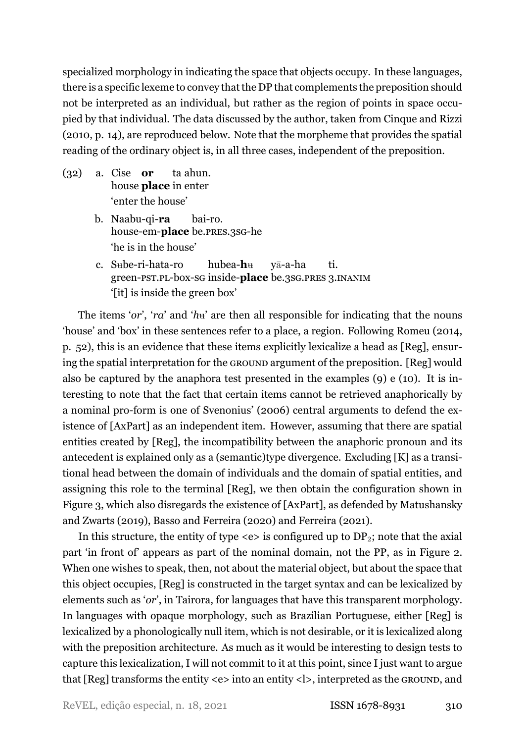specialized morphology in indicating the space that objects occupy. In these languages, there is a specific lexeme to convey that the DP that complements the preposition should not be interpreted as an individual, but rather as the region of points in space occupied by that individual. The data discussed by the author, taken from Cinque and Rizzi (2010, p. 14), are reproduced below. Note that the morpheme that provides the spatial reading of the ordinary object is, in all three cases, independent of the preposition.

(32)
a. Cise **or** ta ahun.
   house **place** in enter
   'enter the house'

b. Naabu-qi-**ra** bai-ro.
   house-em-**place** be.PRES.3SG-he
   'he is in the house'

c. Sʉbe-ri-hata-ro hubea-**hʉ** yā-a-ha ti.
   green-PST.PL-box-SG inside-**place** be.3SG.PRES 3.INANIM
   '[it] is inside the green box'

The items '*or*', '*ra*' and '*hʉ*' are then all responsible for indicating that the nouns 'house' and 'box' in these sentences refer to a place, a region. Following Romeu (2014, p. 52), this is an evidence that these items explicitly lexicalize a head as [Reg], ensuring the spatial interpretation for the GROUND argument of the preposition. [Reg] would also be captured by the anaphora test presented in the examples (9) e (10). It is interesting to note that the fact that certain items cannot be retrieved anaphorically by a nominal pro-form is one of Svenonius' (2006) central arguments to defend the existence of [AxPart] as an independent item. However, assuming that there are spatial entities created by [Reg], the incompatibility between the anaphoric pronoun and its antecedent is explained only as a (semantic)type divergence. Excluding [K] as a transitional head between the domain of individuals and the domain of spatial entities, and assigning this role to the terminal [Reg], we then obtain the configuration shown in Figure 3, which also disregards the existence of [AxPart], as defended by Matushansky and Zwarts (2019), Basso and Ferreira (2020) and Ferreira (2021).

In this structure, the entity of type <e> is configured up to $DP_2$; note that the axial part 'in front of' appears as part of the nominal domain, not the PP, as in Figure 2. When one wishes to speak, then, not about the material object, but about the space that this object occupies, [Reg] is constructed in the target syntax and can be lexicalized by elements such as '*or*', in Tairora, for languages that have this transparent morphology. In languages with opaque morphology, such as Brazilian Portuguese, either [Reg] is lexicalized by a phonologically null item, which is not desirable, or it is lexicalized along with the preposition architecture. As much as it would be interesting to design tests to capture this lexicalization, I will not commit to it at this point, since I just want to argue that [Reg] transforms the entity <e> into an entity <l>, interpreted as the GROUND, and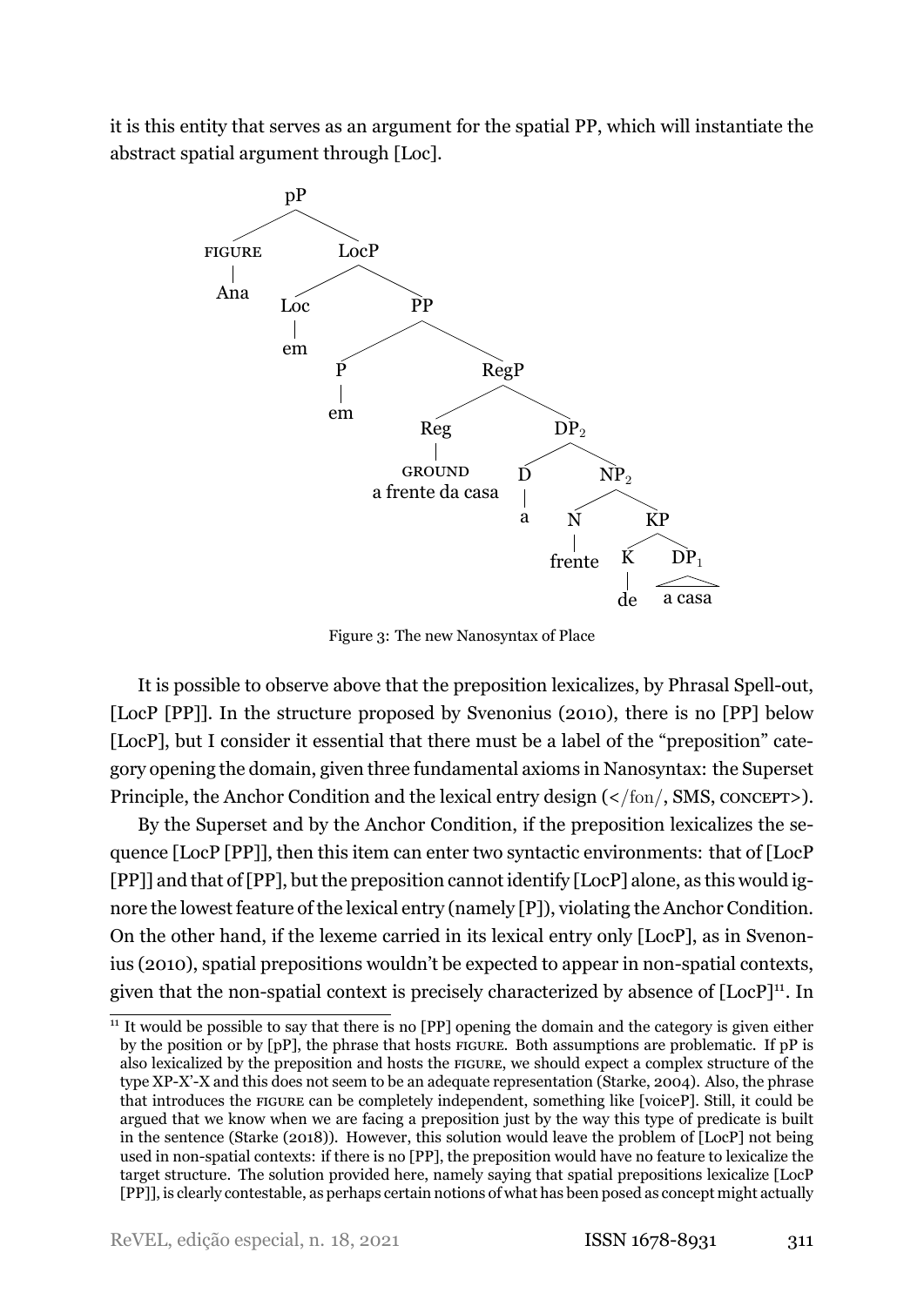it is this entity that serves as an argument for the spatial PP, which will instantiate the abstract spatial argument through [Loc].

```
[pP [FIGURE Ana] [LocP [Loc em] [PP [P em] [RegP [Reg GROUND a frente da casa] [DP2 [D a] [NP2 [N frente] [KP [K de] [DP1 a casa]]]]]]]]
```

Figure 3: The new Nanosyntax of Place

It is possible to observe above that the preposition lexicalizes, by Phrasal Spell-out, [LocP [PP]]. In the structure proposed by Svenonius (2010), there is no [PP] below [LocP], but I consider it essential that there must be a label of the "preposition" category opening the domain, given three fundamental axioms in Nanosyntax: the Superset Principle, the Anchor Condition and the lexical entry design (</fon/, SMS, CONCEPT>).

By the Superset and by the Anchor Condition, if the preposition lexicalizes the sequence [LocP [PP]], then this item can enter two syntactic environments: that of [LocP [PP]] and that of [PP], but the preposition cannot identify [LocP] alone, as this would ignore the lowest feature of the lexical entry (namely [P]), violating the Anchor Condition. On the other hand, if the lexeme carried in its lexical entry only [LocP], as in Svenonius (2010), spatial prepositions wouldn't be expected to appear in non-spatial contexts, given that the non-spatial context is precisely characterized by absence of [LocP][11]. In

[11] It would be possible to say that there is no [PP] opening the domain and the category is given either by the position or by [pP], the phrase that hosts FIGURE. Both assumptions are problematic. If pP is also lexicalized by the preposition and hosts the FIGURE, we should expect a complex structure of the type XP-X'-X and this does not seem to be an adequate representation (Starke, 2004). Also, the phrase that introduces the FIGURE can be completely independent, something like [voiceP]. Still, it could be argued that we know when we are facing a preposition just by the way this type of predicate is built in the sentence (Starke (2018)). However, this solution would leave the problem of [LocP] not being used in non-spatial contexts: if there is no [PP], the preposition would have no feature to lexicalize the target structure. The solution provided here, namely saying that spatial prepositions lexicalize [LocP [PP]], is clearly contestable, as perhaps certain notions of what has been posed as concept might actually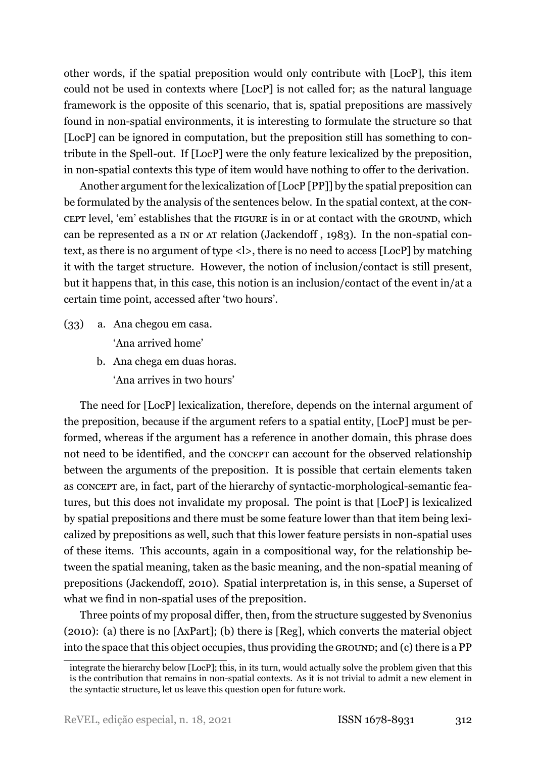other words, if the spatial preposition would only contribute with [LocP], this item could not be used in contexts where [LocP] is not called for; as the natural language framework is the opposite of this scenario, that is, spatial prepositions are massively found in non-spatial environments, it is interesting to formulate the structure so that [LocP] can be ignored in computation, but the preposition still has something to contribute in the Spell-out. If [LocP] were the only feature lexicalized by the preposition, in non-spatial contexts this type of item would have nothing to offer to the derivation.

Another argument for the lexicalization of [LocP [PP]] by the spatial preposition can be formulated by the analysis of the sentences below. In the spatial context, at the CONCEPT level, 'em' establishes that the FIGURE is in or at contact with the GROUND, which can be represented as a IN or AT relation (Jackendoff , 1983). In the non-spatial context, as there is no argument of type <l>, there is no need to access [LocP] by matching it with the target structure. However, the notion of inclusion/contact is still present, but it happens that, in this case, this notion is an inclusion/contact of the event in/at a certain time point, accessed after 'two hours'.

(33) a. Ana chegou em casa.
'Ana arrived home'
b. Ana chega em duas horas.
'Ana arrives in two hours'

The need for [LocP] lexicalization, therefore, depends on the internal argument of the preposition, because if the argument refers to a spatial entity, [LocP] must be performed, whereas if the argument has a reference in another domain, this phrase does not need to be identified, and the CONCEPT can account for the observed relationship between the arguments of the preposition. It is possible that certain elements taken as CONCEPT are, in fact, part of the hierarchy of syntactic-morphological-semantic features, but this does not invalidate my proposal. The point is that [LocP] is lexicalized by spatial prepositions and there must be some feature lower than that item being lexicalized by prepositions as well, such that this lower feature persists in non-spatial uses of these items. This accounts, again in a compositional way, for the relationship between the spatial meaning, taken as the basic meaning, and the non-spatial meaning of prepositions (Jackendoff, 2010). Spatial interpretation is, in this sense, a Superset of what we find in non-spatial uses of the preposition.

Three points of my proposal differ, then, from the structure suggested by Svenonius (2010): (a) there is no [AxPart]; (b) there is [Reg], which converts the material object into the space that this object occupies, thus providing the GROUND; and (c) there is a PP

integrate the hierarchy below [LocP]; this, in its turn, would actually solve the problem given that this is the contribution that remains in non-spatial contexts. As it is not trivial to admit a new element in the syntactic structure, let us leave this question open for future work.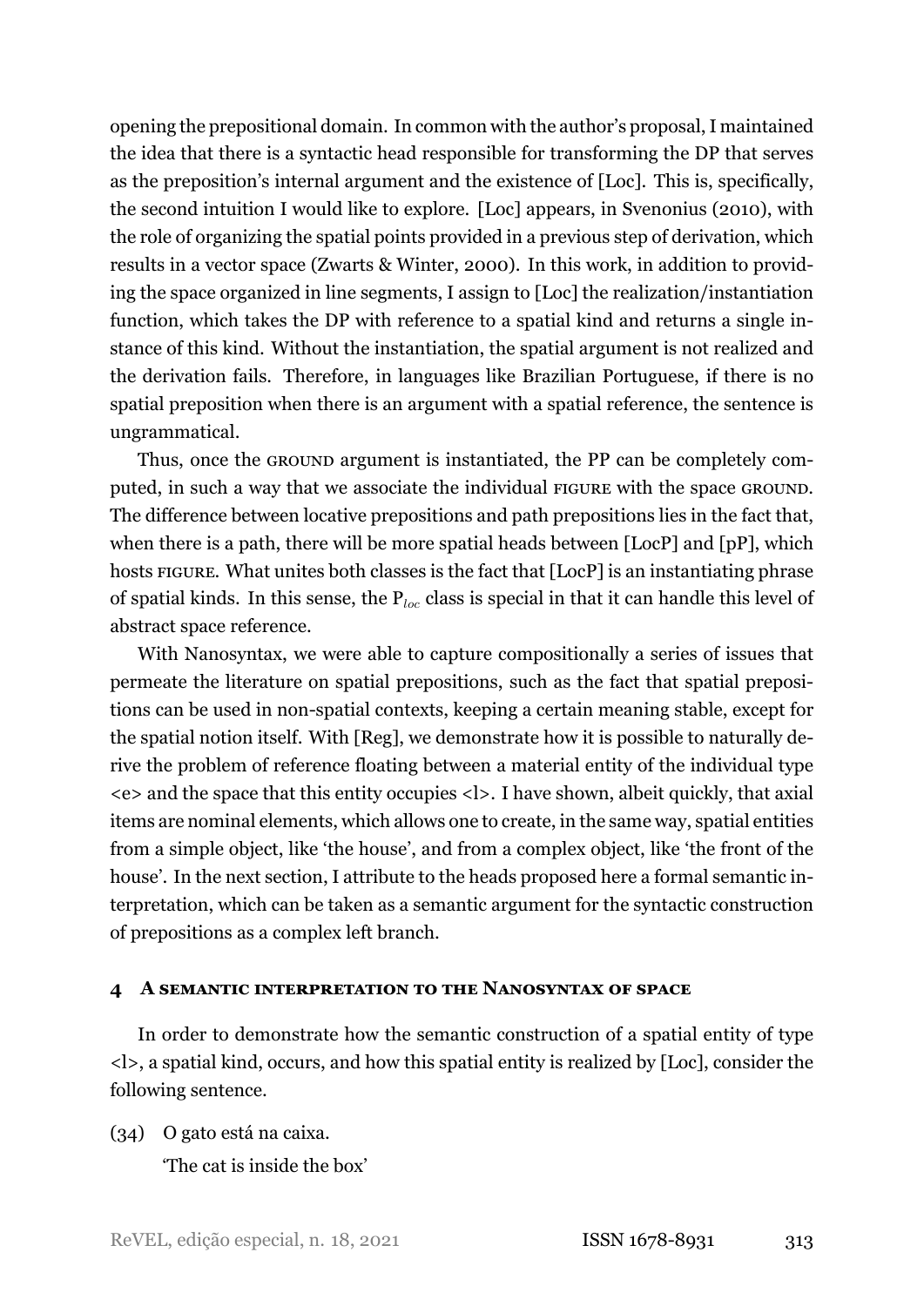opening the prepositional domain. In common with the author's proposal, I maintained the idea that there is a syntactic head responsible for transforming the DP that serves as the preposition's internal argument and the existence of [Loc]. This is, specifically, the second intuition I would like to explore. [Loc] appears, in Svenonius (2010), with the role of organizing the spatial points provided in a previous step of derivation, which results in a vector space (Zwarts & Winter, 2000). In this work, in addition to providing the space organized in line segments, I assign to [Loc] the realization/instantiation function, which takes the DP with reference to a spatial kind and returns a single instance of this kind. Without the instantiation, the spatial argument is not realized and the derivation fails. Therefore, in languages like Brazilian Portuguese, if there is no spatial preposition when there is an argument with a spatial reference, the sentence is ungrammatical.

Thus, once the GROUND argument is instantiated, the PP can be completely computed, in such a way that we associate the individual FIGURE with the space GROUND. The difference between locative prepositions and path prepositions lies in the fact that, when there is a path, there will be more spatial heads between [LocP] and [pP], which hosts FIGURE. What unites both classes is the fact that [LocP] is an instantiating phrase of spatial kinds. In this sense, the $P_{loc}$ class is special in that it can handle this level of abstract space reference.

With Nanosyntax, we were able to capture compositionally a series of issues that permeate the literature on spatial prepositions, such as the fact that spatial prepositions can be used in non-spatial contexts, keeping a certain meaning stable, except for the spatial notion itself. With [Reg], we demonstrate how it is possible to naturally derive the problem of reference floating between a material entity of the individual type <e> and the space that this entity occupies <l>. I have shown, albeit quickly, that axial items are nominal elements, which allows one to create, in the same way, spatial entities from a simple object, like 'the house', and from a complex object, like 'the front of the house'. In the next section, I attribute to the heads proposed here a formal semantic interpretation, which can be taken as a semantic argument for the syntactic construction of prepositions as a complex left branch.

## 4 A semantic interpretation to the Nanosyntax of space

In order to demonstrate how the semantic construction of a spatial entity of type <l>, a spatial kind, occurs, and how this spatial entity is realized by [Loc], consider the following sentence.

(34) O gato está na caixa.
'The cat is inside the box'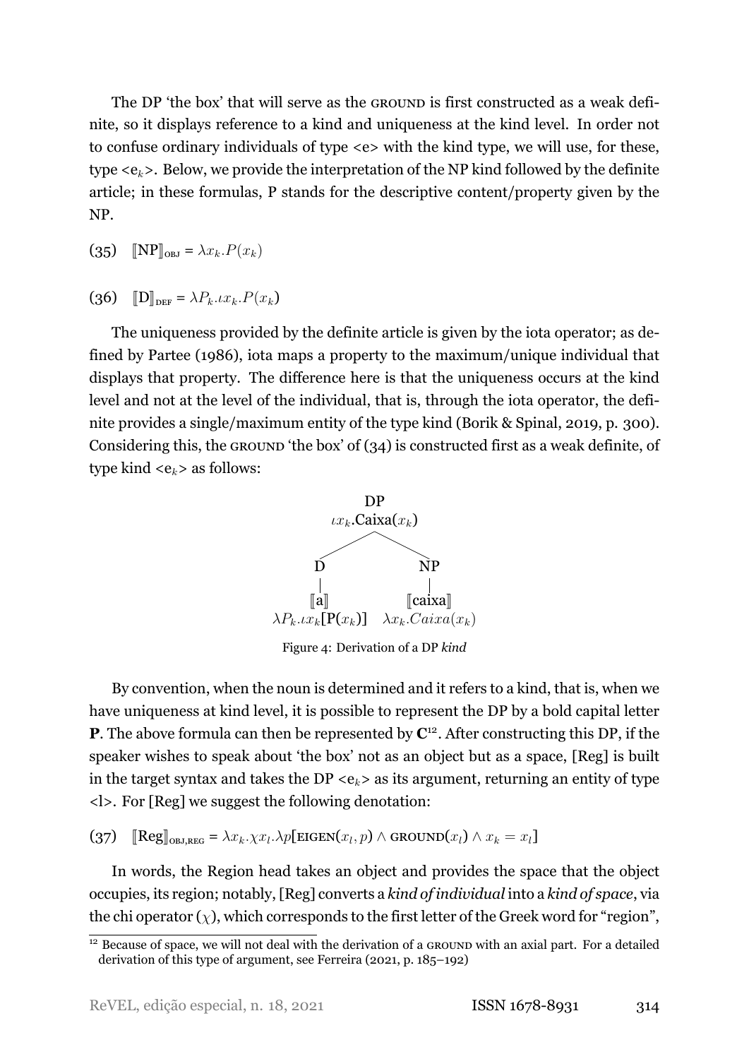The DP 'the box' that will serve as the GROUND is first constructed as a weak definite, so it displays reference to a kind and uniqueness at the kind level. In order not to confuse ordinary individuals of type <e> with the kind type, we will use, for these, type <$e_k$>. Below, we provide the interpretation of the NP kind followed by the definite article; in these formulas, P stands for the descriptive content/property given by the NP.

(35) $[\![\text{NP}]\!]_{\text{OBJ}} = \lambda x_k.P(x_k)$

(36) $[\![\text{D}]\!]_{\text{DEF}} = \lambda P_k.\iota x_k.P(x_k)$

The uniqueness provided by the definite article is given by the iota operator; as defined by Partee (1986), iota maps a property to the maximum/unique individual that displays that property. The difference here is that the uniqueness occurs at the kind level and not at the level of the individual, that is, through the iota operator, the definite provides a single/maximum entity of the type kind (Borik & Spinal, 2019, p. 300). Considering this, the GROUND 'the box' of (34) is constructed first as a weak definite, of type kind <$e_k$> as follows:

```
                DP
          ιx_k.Caixa(x_k)
           /            \
          D              NP
          |              |
         [[a]]        [[caixa]]
  λP_k.ιx_k[P(x_k)]   λx_k.Caixa(x_k)
```

Figure 4: Derivation of a DP *kind*

By convention, when the noun is determined and it refers to a kind, that is, when we have uniqueness at kind level, it is possible to represent the DP by a bold capital letter **P**. The above formula can then be represented by **C**[12]. After constructing this DP, if the speaker wishes to speak about 'the box' not as an object but as a space, [Reg] is built in the target syntax and takes the DP <$e_k$> as its argument, returning an entity of type <l>. For [Reg] we suggest the following denotation:

(37) $[\![\text{Reg}]\!]_{\text{OBJ,REG}} = \lambda x_k.\chi x_l.\lambda p[\text{EIGEN}(x_l, p) \wedge \text{GROUND}(x_l) \wedge x_k = x_l]$

In words, the Region head takes an object and provides the space that the object occupies, its region; notably, [Reg] converts a *kind of individual* into a *kind of space*, via the chi operator ($\chi$), which corresponds to the first letter of the Greek word for "region",

[12] Because of space, we will not deal with the derivation of a GROUND with an axial part. For a detailed derivation of this type of argument, see Ferreira (2021, p. 185–192)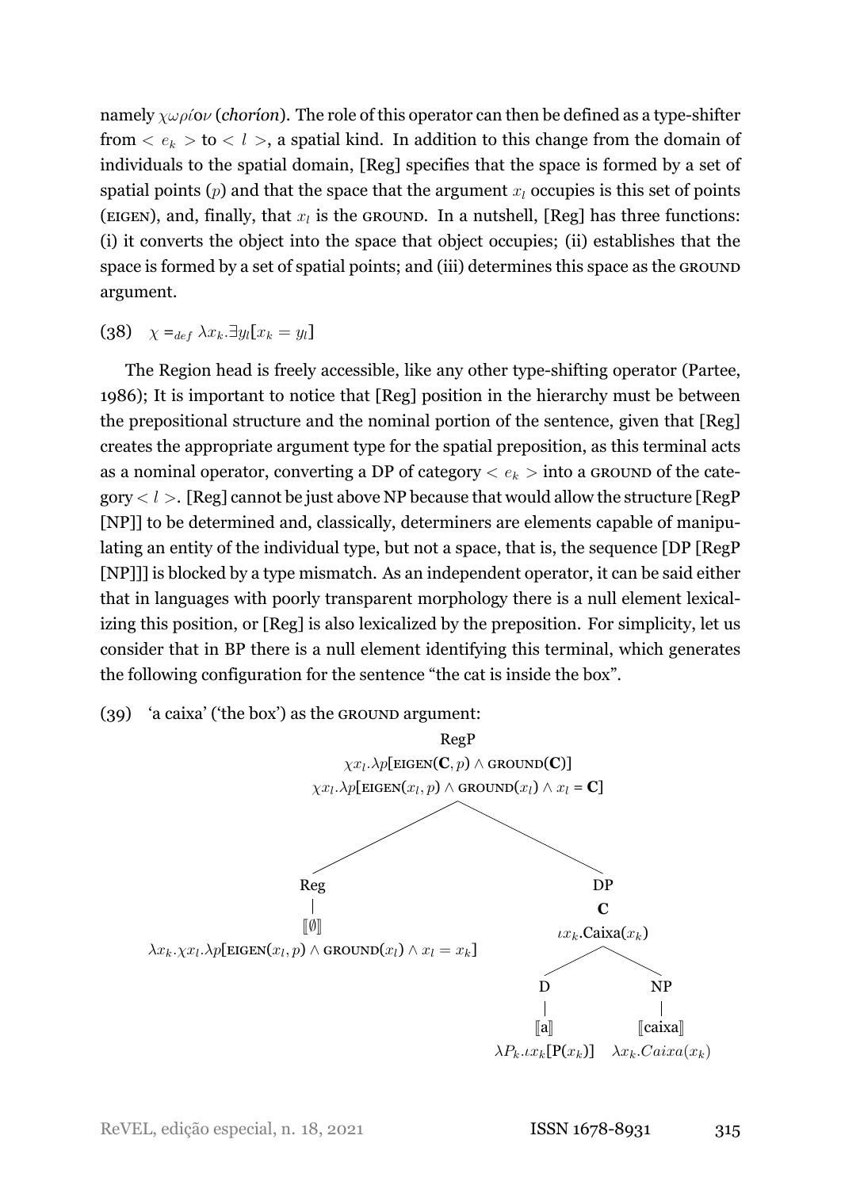namely $\chi\omega\rho\acute{\iota}o\nu$ (*choríon*). The role of this operator can then be defined as a type-shifter from $< e_k >$ to $< l >$, a spatial kind. In addition to this change from the domain of individuals to the spatial domain, [Reg] specifies that the space is formed by a set of spatial points ($p$) and that the space that the argument $x_l$ occupies is this set of points (EIGEN), and, finally, that $x_l$ is the GROUND. In a nutshell, [Reg] has three functions: (i) it converts the object into the space that object occupies; (ii) establishes that the space is formed by a set of spatial points; and (iii) determines this space as the GROUND argument.

(38) $\chi =_{def} \lambda x_k.\exists y_l[x_k = y_l]$

The Region head is freely accessible, like any other type-shifting operator (Partee, 1986); It is important to notice that [Reg] position in the hierarchy must be between the prepositional structure and the nominal portion of the sentence, given that [Reg] creates the appropriate argument type for the spatial preposition, as this terminal acts as a nominal operator, converting a DP of category $< e_k >$ into a GROUND of the category $< l >$. [Reg] cannot be just above NP because that would allow the structure [RegP [NP]] to be determined and, classically, determiners are elements capable of manipulating an entity of the individual type, but not a space, that is, the sequence [DP [RegP [NP]]] is blocked by a type mismatch. As an independent operator, it can be said either that in languages with poorly transparent morphology there is a null element lexicalizing this position, or [Reg] is also lexicalized by the preposition. For simplicity, let us consider that in BP there is a null element identifying this terminal, which generates the following configuration for the sentence "the cat is inside the box".

(39) 'a caixa' ('the box') as the GROUND argument:

- RegP
  - $\chi x_l.\lambda p[\text{EIGEN}(\mathbf{C}, p) \wedge \text{GROUND}(\mathbf{C})]$
  - $\chi x_l.\lambda p[\text{EIGEN}(x_l, p) \wedge \text{GROUND}(x_l) \wedge x_l = \mathbf{C}]$
  - Reg
    - $[\![\emptyset]\!]$
    - $\lambda x_k.\chi x_l.\lambda p[\text{EIGEN}(x_l, p) \wedge \text{GROUND}(x_l) \wedge x_l = x_k]$
  - DP
    - **C**
    - $\iota x_k.\text{Caixa}(x_k)$
    - D
      - $[\![\text{a}]\!]$
      - $\lambda P_k.\iota x_k[\text{P}(x_k)]$
    - NP
      - $[\![\text{caixa}]\!]$
      - $\lambda x_k.Caixa(x_k)$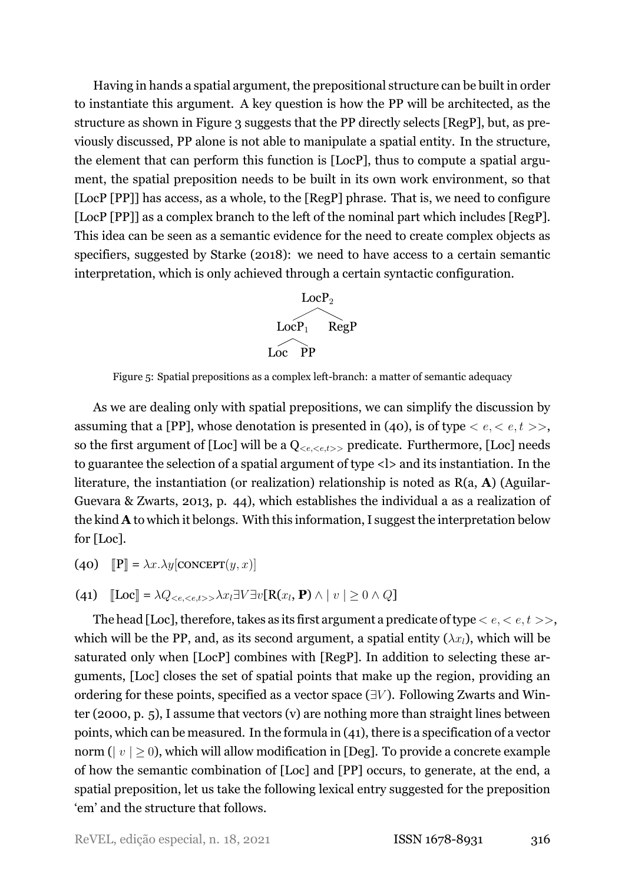Having in hands a spatial argument, the prepositional structure can be built in order to instantiate this argument. A key question is how the PP will be architected, as the structure as shown in Figure 3 suggests that the PP directly selects [RegP], but, as previously discussed, PP alone is not able to manipulate a spatial entity. In the structure, the element that can perform this function is [LocP], thus to compute a spatial argument, the spatial preposition needs to be built in its own work environment, so that [LocP [PP]] has access, as a whole, to the [RegP] phrase. That is, we need to configure [LocP [PP]] as a complex branch to the left of the nominal part which includes [RegP]. This idea can be seen as a semantic evidence for the need to create complex objects as specifiers, suggested by Starke (2018): we need to have access to a certain semantic interpretation, which is only achieved through a certain syntactic configuration.

```
        LocP2
       /     \
    LocP1    RegP
    /   \
  Loc    PP
```

Figure 5: Spatial prepositions as a complex left-branch: a matter of semantic adequacy

As we are dealing only with spatial prepositions, we can simplify the discussion by assuming that a [PP], whose denotation is presented in (40), is of type $< e, < e, t >>$, so the first argument of [Loc] will be a $Q_{<e,<e,t>>}$ predicate. Furthermore, [Loc] needs to guarantee the selection of a spatial argument of type <l> and its instantiation. In the literature, the instantiation (or realization) relationship is noted as R(a, **A**) (Aguilar-Guevara & Zwarts, 2013, p. 44), which establishes the individual a as a realization of the kind **A** to which it belongs. With this information, I suggest the interpretation below for [Loc].

(40) $[\![\text{P}]\!] = \lambda x.\lambda y[\text{CONCEPT}(y, x)]$

(41) $[\![\text{Loc}]\!] = \lambda Q_{<e,<e,t>>}\lambda x_l \exists V \exists v[\text{R}(x_l, \mathbf{P}) \wedge \mid v \mid \geq 0 \wedge Q]$

The head [Loc], therefore, takes as its first argument a predicate of type $< e, < e, t >>$, which will be the PP, and, as its second argument, a spatial entity ($\lambda x_l$), which will be saturated only when [LocP] combines with [RegP]. In addition to selecting these arguments, [Loc] closes the set of spatial points that make up the region, providing an ordering for these points, specified as a vector space ($\exists V$). Following Zwarts and Winter (2000, p. 5), I assume that vectors (v) are nothing more than straight lines between points, which can be measured. In the formula in (41), there is a specification of a vector norm ($\mid v \mid \geq 0$), which will allow modification in [Deg]. To provide a concrete example of how the semantic combination of [Loc] and [PP] occurs, to generate, at the end, a spatial preposition, let us take the following lexical entry suggested for the preposition 'em' and the structure that follows.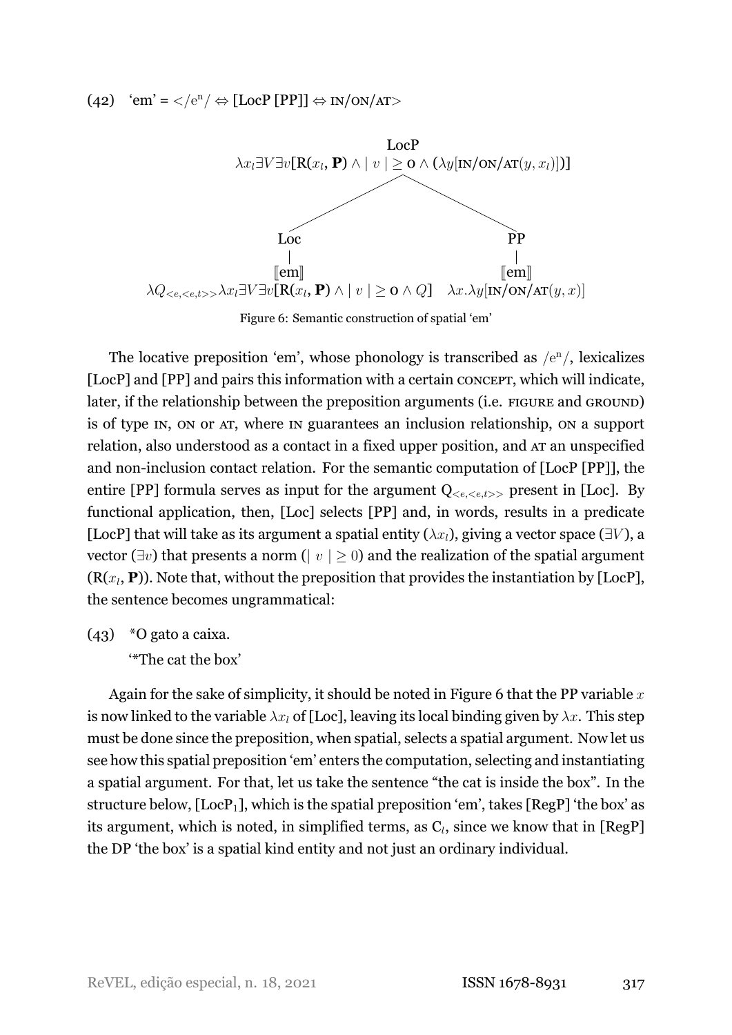(42) 'em' = $</\text{e}^{\text{n}}/ \Leftrightarrow$ [LocP [PP]] $\Leftrightarrow$ IN/ON/AT>

$$\text{LocP: } \lambda x_l \exists V \exists v[\text{R}(x_l, \mathbf{P}) \wedge |\ v\ | \geq 0 \wedge (\lambda y[\text{IN/ON/AT}(y, x_l)])]$$

$$\text{Loc: } [\![\text{em}]\!] \quad \lambda Q_{<e,<e,t>>} \lambda x_l \exists V \exists v[\text{R}(x_l, \mathbf{P}) \wedge |\ v\ | \geq 0 \wedge Q]$$

$$\text{PP: } [\![\text{em}]\!] \quad \lambda x.\lambda y[\text{IN/ON/AT}(y, x)]$$

Figure 6: Semantic construction of spatial 'em'

The locative preposition 'em', whose phonology is transcribed as $/\text{e}^{\text{n}}/$, lexicalizes [LocP] and [PP] and pairs this information with a certain CONCEPT, which will indicate, later, if the relationship between the preposition arguments (i.e. FIGURE and GROUND) is of type IN, ON or AT, where IN guarantees an inclusion relationship, ON a support relation, also understood as a contact in a fixed upper position, and AT an unspecified and non-inclusion contact relation. For the semantic computation of [LocP [PP]], the entire [PP] formula serves as input for the argument $Q_{<e,<e,t>>}$ present in [Loc]. By functional application, then, [Loc] selects [PP] and, in words, results in a predicate [LocP] that will take as its argument a spatial entity ($\lambda x_l$), giving a vector space ($\exists V$), a vector ($\exists v$) that presents a norm ($|\ v\ | \geq 0$) and the realization of the spatial argument (R($x_l$, **P**)). Note that, without the preposition that provides the instantiation by [LocP], the sentence becomes ungrammatical:

(43) *O gato a caixa.
'*The cat the box'

Again for the sake of simplicity, it should be noted in Figure 6 that the PP variable $x$ is now linked to the variable $\lambda x_l$ of [Loc], leaving its local binding given by $\lambda x$. This step must be done since the preposition, when spatial, selects a spatial argument. Now let us see how this spatial preposition 'em' enters the computation, selecting and instantiating a spatial argument. For that, let us take the sentence "the cat is inside the box". In the structure below, [$\text{LocP}_1$], which is the spatial preposition 'em', takes [RegP] 'the box' as its argument, which is noted, in simplified terms, as $C_l$, since we know that in [RegP] the DP 'the box' is a spatial kind entity and not just an ordinary individual.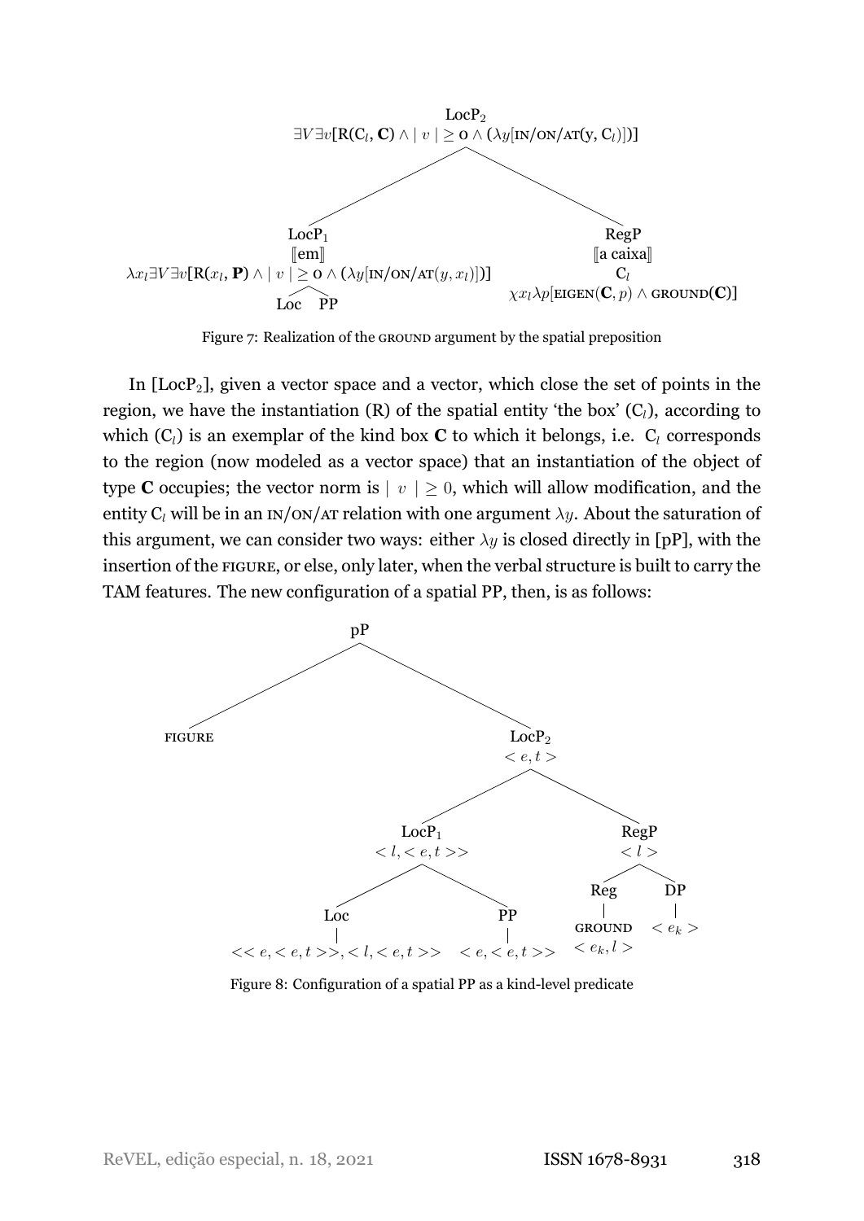$$
\begin{array}{c}
\text{LocP}_2 \\
\exists V \exists v[\text{R}(\text{C}_l, \mathbf{C}) \wedge |\ v\ | \geq 0 \wedge (\lambda y[\text{IN/ON/AT}(y, \text{C}_l)])]
\end{array}
$$

$$
\begin{array}{cc}
\begin{array}{c}
\text{LocP}_1 \\
[\![\text{em}]\!] \\
\lambda x_l \exists V \exists v[\text{R}(x_l, \mathbf{P}) \wedge |\ v\ | \geq 0 \wedge (\lambda y[\text{IN/ON/AT}(y, x_l)])] \\
\text{Loc} \quad \text{PP}
\end{array}
&
\begin{array}{c}
\text{RegP} \\
[\![\text{a caixa}]\!] \\
\text{C}_l \\
\chi x_l \lambda p[\text{EIGEN}(\mathbf{C}, p) \wedge \text{GROUND}(\mathbf{C})]
\end{array}
\end{array}
$$

Figure 7: Realization of the GROUND argument by the spatial preposition

In [$\text{LocP}_2$], given a vector space and a vector, which close the set of points in the region, we have the instantiation (R) of the spatial entity 'the box' ($\text{C}_l$), according to which ($\text{C}_l$) is an exemplar of the kind box **C** to which it belongs, i.e. $\text{C}_l$ corresponds to the region (now modeled as a vector space) that an instantiation of the object of type **C** occupies; the vector norm is $|\ v\ | \geq 0$, which will allow modification, and the entity $\text{C}_l$ will be in an IN/ON/AT relation with one argument $\lambda y$. About the saturation of this argument, we can consider two ways: either $\lambda y$ is closed directly in [pP], with the insertion of the FIGURE, or else, only later, when the verbal structure is built to carry the TAM features. The new configuration of a spatial PP, then, is as follows:

$$
\begin{array}{l}
\text{pP} \\
\quad \text{FIGURE} \\
\quad \text{LocP}_2 \ \ \langle e,t \rangle \\
\quad\quad \text{LocP}_1 \ \ \langle l, \langle e,t \rangle \rangle \\
\quad\quad\quad \text{Loc} \ \ \langle\langle e, \langle e,t \rangle\rangle, \langle l, \langle e,t \rangle\rangle\rangle \\
\quad\quad\quad \text{PP} \ \ \langle e, \langle e,t \rangle\rangle \\
\quad\quad \text{RegP} \ \ \langle l \rangle \\
\quad\quad\quad \text{Reg} - \text{GROUND} \ \ \langle e_k, l \rangle \\
\quad\quad\quad \text{DP} \ \ \langle e_k \rangle
\end{array}
$$

Figure 8: Configuration of a spatial PP as a kind-level predicate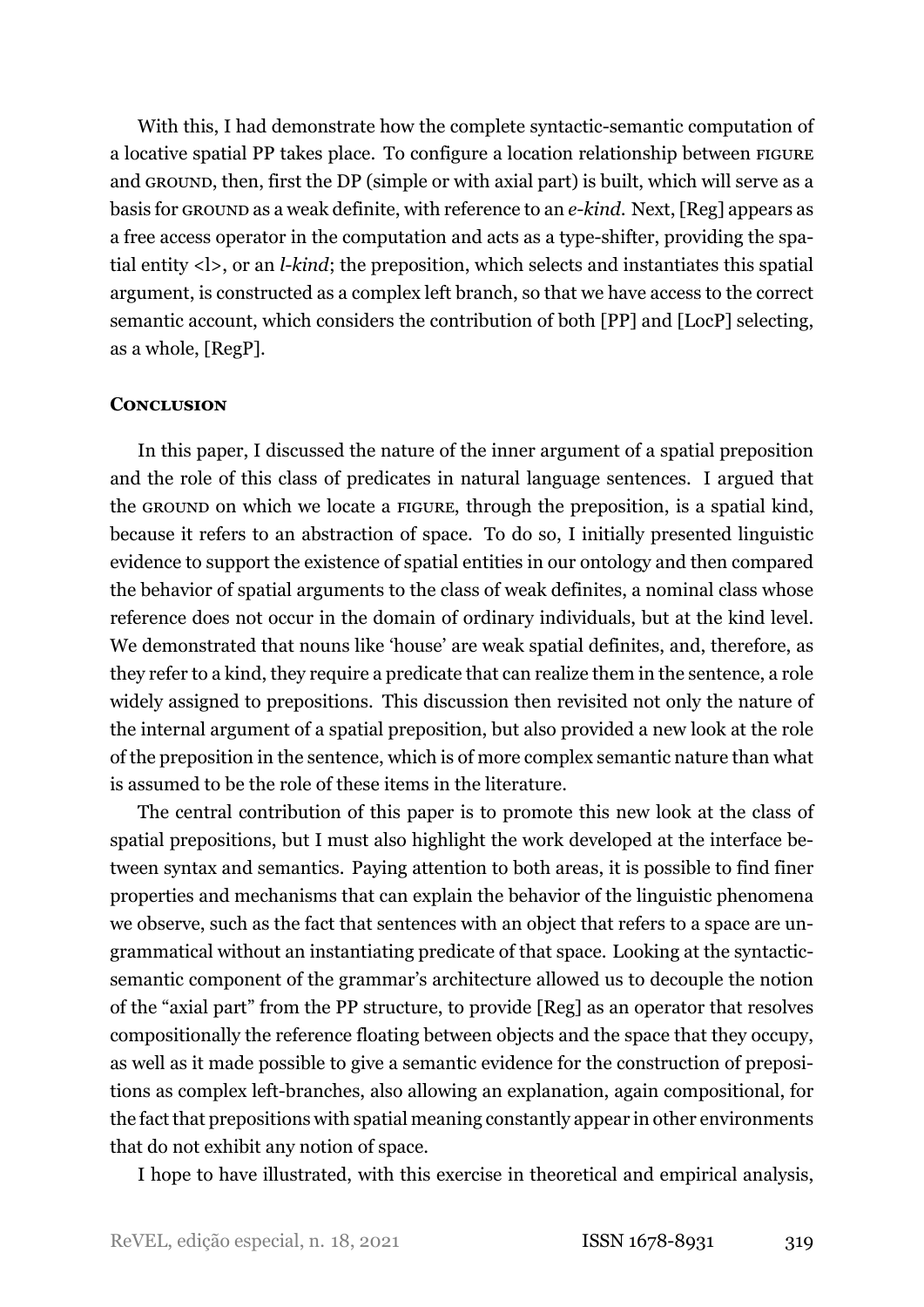With this, I had demonstrate how the complete syntactic-semantic computation of a locative spatial PP takes place. To configure a location relationship between FIGURE and GROUND, then, first the DP (simple or with axial part) is built, which will serve as a basis for GROUND as a weak definite, with reference to an *e-kind*. Next, [Reg] appears as a free access operator in the computation and acts as a type-shifter, providing the spatial entity <l>, or an *l-kind*; the preposition, which selects and instantiates this spatial argument, is constructed as a complex left branch, so that we have access to the correct semantic account, which considers the contribution of both [PP] and [LocP] selecting, as a whole, [RegP].

## CONCLUSION

In this paper, I discussed the nature of the inner argument of a spatial preposition and the role of this class of predicates in natural language sentences. I argued that the GROUND on which we locate a FIGURE, through the preposition, is a spatial kind, because it refers to an abstraction of space. To do so, I initially presented linguistic evidence to support the existence of spatial entities in our ontology and then compared the behavior of spatial arguments to the class of weak definites, a nominal class whose reference does not occur in the domain of ordinary individuals, but at the kind level. We demonstrated that nouns like 'house' are weak spatial definites, and, therefore, as they refer to a kind, they require a predicate that can realize them in the sentence, a role widely assigned to prepositions. This discussion then revisited not only the nature of the internal argument of a spatial preposition, but also provided a new look at the role of the preposition in the sentence, which is of more complex semantic nature than what is assumed to be the role of these items in the literature.

The central contribution of this paper is to promote this new look at the class of spatial prepositions, but I must also highlight the work developed at the interface between syntax and semantics. Paying attention to both areas, it is possible to find finer properties and mechanisms that can explain the behavior of the linguistic phenomena we observe, such as the fact that sentences with an object that refers to a space are ungrammatical without an instantiating predicate of that space. Looking at the syntactic-semantic component of the grammar's architecture allowed us to decouple the notion of the "axial part" from the PP structure, to provide [Reg] as an operator that resolves compositionally the reference floating between objects and the space that they occupy, as well as it made possible to give a semantic evidence for the construction of prepositions as complex left-branches, also allowing an explanation, again compositional, for the fact that prepositions with spatial meaning constantly appear in other environments that do not exhibit any notion of space.

I hope to have illustrated, with this exercise in theoretical and empirical analysis,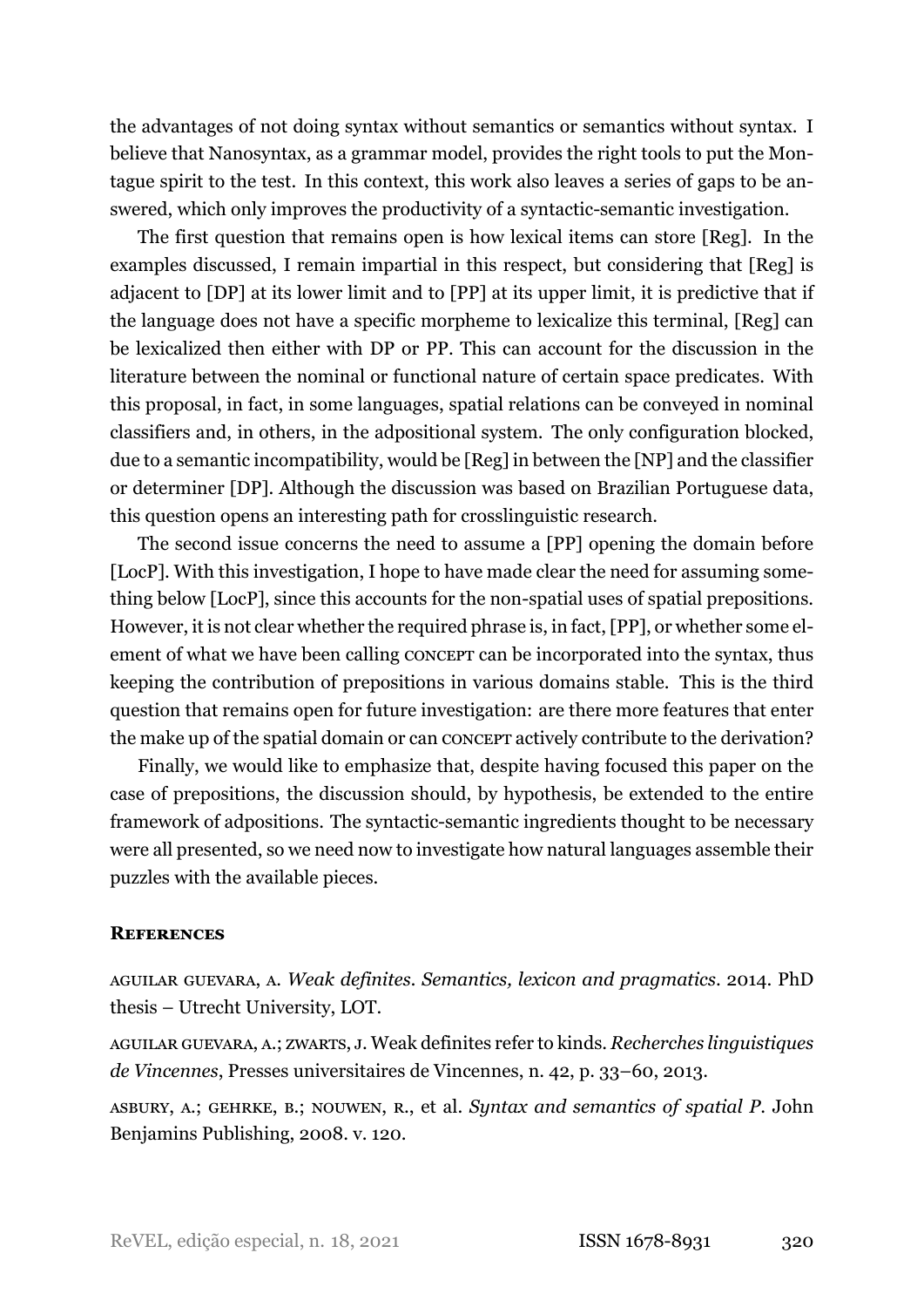the advantages of not doing syntax without semantics or semantics without syntax. I believe that Nanosyntax, as a grammar model, provides the right tools to put the Montague spirit to the test. In this context, this work also leaves a series of gaps to be answered, which only improves the productivity of a syntactic-semantic investigation.

The first question that remains open is how lexical items can store [Reg]. In the examples discussed, I remain impartial in this respect, but considering that [Reg] is adjacent to [DP] at its lower limit and to [PP] at its upper limit, it is predictive that if the language does not have a specific morpheme to lexicalize this terminal, [Reg] can be lexicalized then either with DP or PP. This can account for the discussion in the literature between the nominal or functional nature of certain space predicates. With this proposal, in fact, in some languages, spatial relations can be conveyed in nominal classifiers and, in others, in the adpositional system. The only configuration blocked, due to a semantic incompatibility, would be [Reg] in between the [NP] and the classifier or determiner [DP]. Although the discussion was based on Brazilian Portuguese data, this question opens an interesting path for crosslinguistic research.

The second issue concerns the need to assume a [PP] opening the domain before [LocP]. With this investigation, I hope to have made clear the need for assuming something below [LocP], since this accounts for the non-spatial uses of spatial prepositions. However, it is not clear whether the required phrase is, in fact, [PP], or whether some element of what we have been calling CONCEPT can be incorporated into the syntax, thus keeping the contribution of prepositions in various domains stable. This is the third question that remains open for future investigation: are there more features that enter the make up of the spatial domain or can CONCEPT actively contribute to the derivation?

Finally, we would like to emphasize that, despite having focused this paper on the case of prepositions, the discussion should, by hypothesis, be extended to the entire framework of adpositions. The syntactic-semantic ingredients thought to be necessary were all presented, so we need now to investigate how natural languages assemble their puzzles with the available pieces.

## References

AGUILAR GUEVARA, A. *Weak definites. Semantics, lexicon and pragmatics*. 2014. PhD thesis – Utrecht University, LOT.

AGUILAR GUEVARA, A.; ZWARTS, J. Weak definites refer to kinds. *Recherches linguistiques de Vincennes*, Presses universitaires de Vincennes, n. 42, p. 33–60, 2013.

ASBURY, A.; GEHRKE, B.; NOUWEN, R., et al. *Syntax and semantics of spatial P*. John Benjamins Publishing, 2008. v. 120.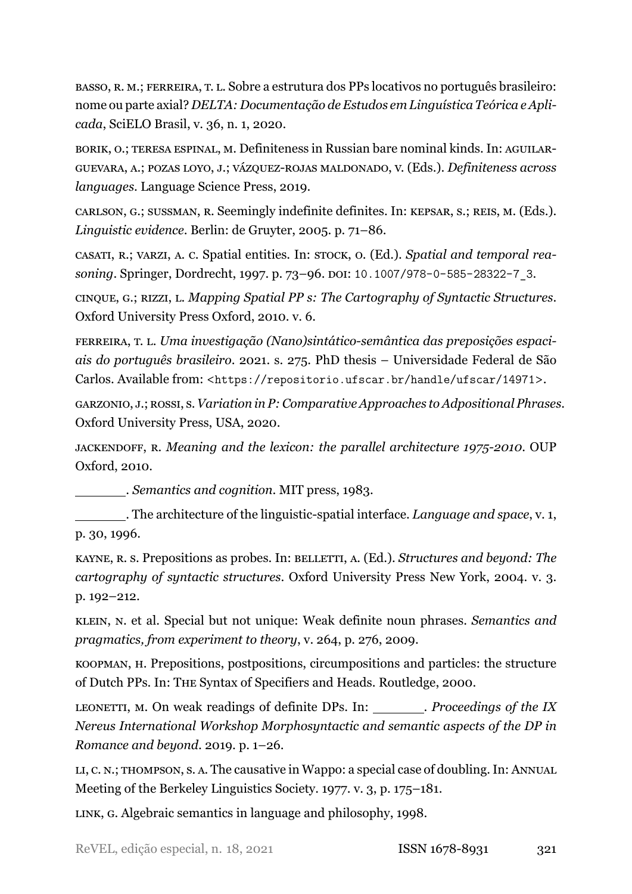BASSO, R. M.; FERREIRA, T. L. Sobre a estrutura dos PPs locativos no português brasileiro: nome ou parte axial? *DELTA: Documentação de Estudos em Linguística Teórica e Aplicada*, SciELO Brasil, v. 36, n. 1, 2020.

BORIK, O.; TERESA ESPINAL, M. Definiteness in Russian bare nominal kinds. In: AGUILAR-GUEVARA, A.; POZAS LOYO, J.; VÁZQUEZ-ROJAS MALDONADO, V. (Eds.). *Definiteness across languages*. Language Science Press, 2019.

CARLSON, G.; SUSSMAN, R. Seemingly indefinite definites. In: KEPSAR, S.; REIS, M. (Eds.). *Linguistic evidence*. Berlin: de Gruyter, 2005. p. 71–86.

CASATI, R.; VARZI, A. C. Spatial entities. In: STOCK, O. (Ed.). *Spatial and temporal reasoning*. Springer, Dordrecht, 1997. p. 73–96. DOI: 10.1007/978-0-585-28322-7_3.

CINQUE, G.; RIZZI, L. *Mapping Spatial PP s: The Cartography of Syntactic Structures*. Oxford University Press Oxford, 2010. v. 6.

FERREIRA, T. L. *Uma investigação (Nano)sintático-semântica das preposições espaciais do português brasileiro*. 2021. s. 275. PhD thesis – Universidade Federal de São Carlos. Available from: <https://repositorio.ufscar.br/handle/ufscar/14971>.

GARZONIO, J.; ROSSI, S. *Variation in P: Comparative Approaches to Adpositional Phrases*. Oxford University Press, USA, 2020.

JACKENDOFF, R. *Meaning and the lexicon: the parallel architecture 1975-2010*. OUP Oxford, 2010.

\_\_\_\_\_\_\_. *Semantics and cognition*. MIT press, 1983.

\_\_\_\_\_\_\_. The architecture of the linguistic-spatial interface. *Language and space*, v. 1, p. 30, 1996.

KAYNE, R. S. Prepositions as probes. In: BELLETTI, A. (Ed.). *Structures and beyond: The cartography of syntactic structures*. Oxford University Press New York, 2004. v. 3. p. 192–212.

KLEIN, N. et al. Special but not unique: Weak definite noun phrases. *Semantics and pragmatics, from experiment to theory*, v. 264, p. 276, 2009.

KOOPMAN, H. Prepositions, postpositions, circumpositions and particles: the structure of Dutch PPs. In: THE Syntax of Specifiers and Heads. Routledge, 2000.

LEONETTI, M. On weak readings of definite DPs. In: \_\_\_\_\_\_\_. *Proceedings of the IX Nereus International Workshop Morphosyntactic and semantic aspects of the DP in Romance and beyond*. 2019. p. 1–26.

LI, C. N.; THOMPSON, S. A. The causative in Wappo: a special case of doubling. In: ANNUAL Meeting of the Berkeley Linguistics Society. 1977. v. 3, p. 175–181.

LINK, G. Algebraic semantics in language and philosophy, 1998.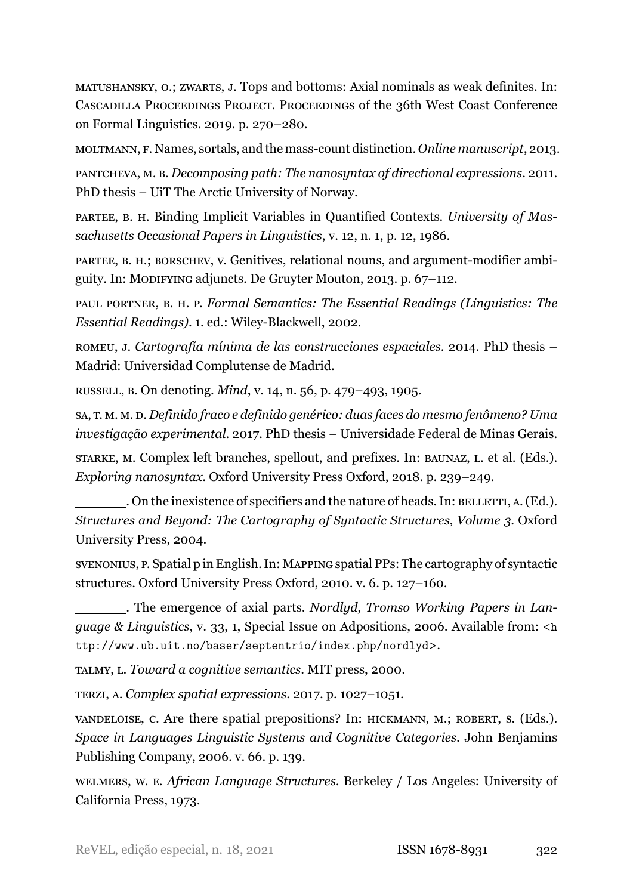MATUSHANSKY, O.; ZWARTS, J. Tops and bottoms: Axial nominals as weak definites. In: CASCADILLA PROCEEDINGS PROJECT. PROCEEDINGS of the 36th West Coast Conference on Formal Linguistics. 2019. p. 270–280.

MOLTMANN, F. Names, sortals, and the mass-count distinction. *Online manuscript*, 2013.

PANTCHEVA, M. B. *Decomposing path: The nanosyntax of directional expressions*. 2011. PhD thesis – UiT The Arctic University of Norway.

PARTEE, B. H. Binding Implicit Variables in Quantified Contexts. *University of Massachusetts Occasional Papers in Linguistics*, v. 12, n. 1, p. 12, 1986.

PARTEE, B. H.; BORSCHEV, V. Genitives, relational nouns, and argument-modifier ambiguity. In: MODIFYING adjuncts. De Gruyter Mouton, 2013. p. 67–112.

PAUL PORTNER, B. H. P. *Formal Semantics: The Essential Readings (Linguistics: The Essential Readings)*. 1. ed.: Wiley-Blackwell, 2002.

ROMEU, J. *Cartografía mínima de las construcciones espaciales*. 2014. PhD thesis – Madrid: Universidad Complutense de Madrid.

RUSSELL, B. On denoting. *Mind*, v. 14, n. 56, p. 479–493, 1905.

SA, T. M. M. D. *Definido fraco e definido genérico: duas faces do mesmo fenômeno? Uma investigação experimental*. 2017. PhD thesis – Universidade Federal de Minas Gerais.

STARKE, M. Complex left branches, spellout, and prefixes. In: BAUNAZ, L. et al. (Eds.). *Exploring nanosyntax*. Oxford University Press Oxford, 2018. p. 239–249.

_______. On the inexistence of specifiers and the nature of heads. In: BELLETTI, A. (Ed.). *Structures and Beyond: The Cartography of Syntactic Structures, Volume 3*. Oxford University Press, 2004.

SVENONIUS, P. Spatial p in English. In: MAPPING spatial PPs: The cartography of syntactic structures. Oxford University Press Oxford, 2010. v. 6. p. 127–160.

_______. The emergence of axial parts. *Nordlyd, Tromso Working Papers in Language & Linguistics*, v. 33, 1, Special Issue on Adpositions, 2006. Available from: <http://www.ub.uit.no/baser/septentrio/index.php/nordlyd>.

TALMY, L. *Toward a cognitive semantics*. MIT press, 2000.

TERZI, A. *Complex spatial expressions*. 2017. p. 1027–1051.

VANDELOISE, C. Are there spatial prepositions? In: HICKMANN, M.; ROBERT, S. (Eds.). *Space in Languages Linguistic Systems and Cognitive Categories*. John Benjamins Publishing Company, 2006. v. 66. p. 139.

WELMERS, W. E. *African Language Structures*. Berkeley / Los Angeles: University of California Press, 1973.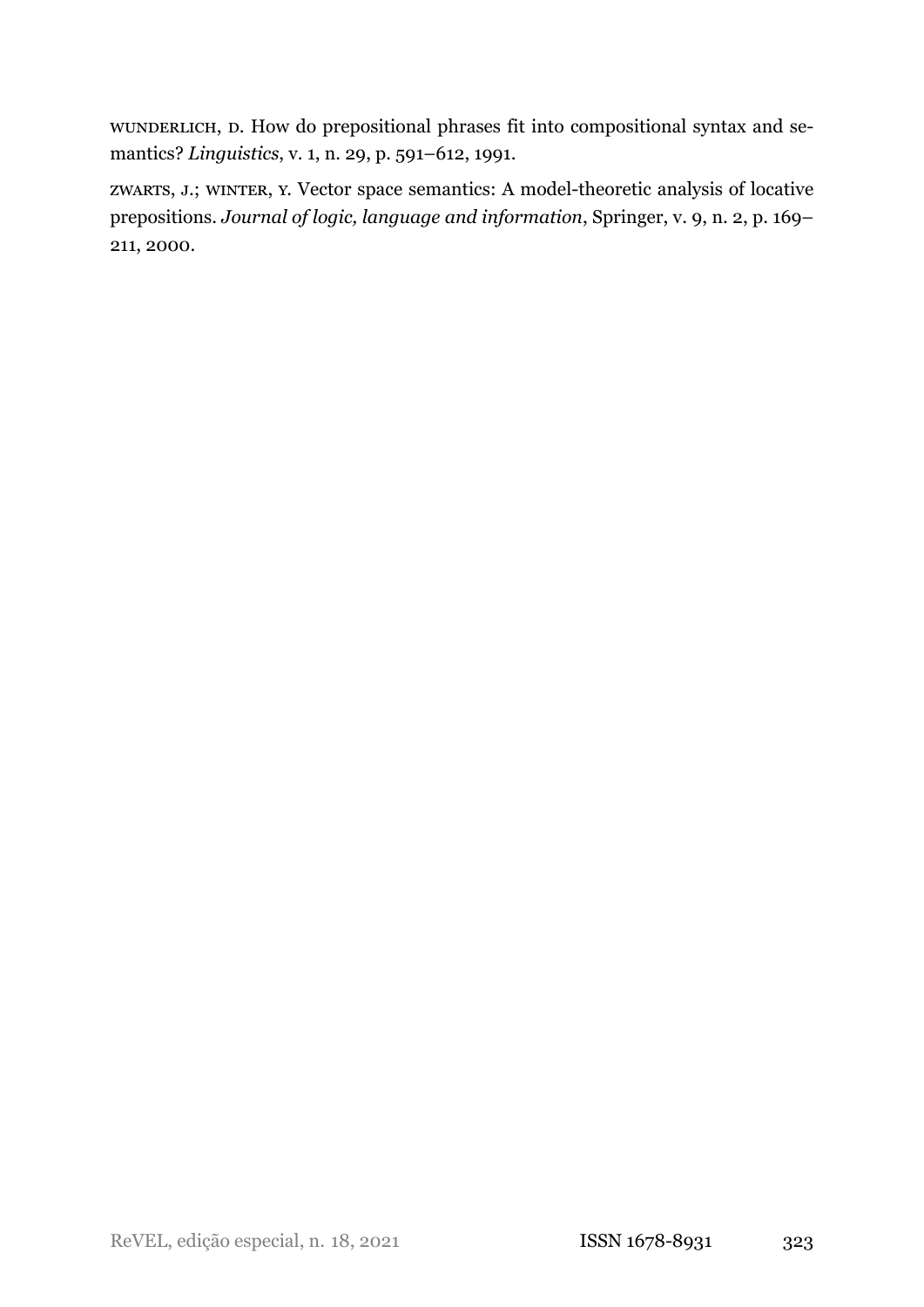WUNDERLICH, D. How do prepositional phrases fit into compositional syntax and semantics? *Linguistics*, v. 1, n. 29, p. 591–612, 1991.

ZWARTS, J.; WINTER, Y. Vector space semantics: A model-theoretic analysis of locative prepositions. *Journal of logic, language and information*, Springer, v. 9, n. 2, p. 169–211, 2000.